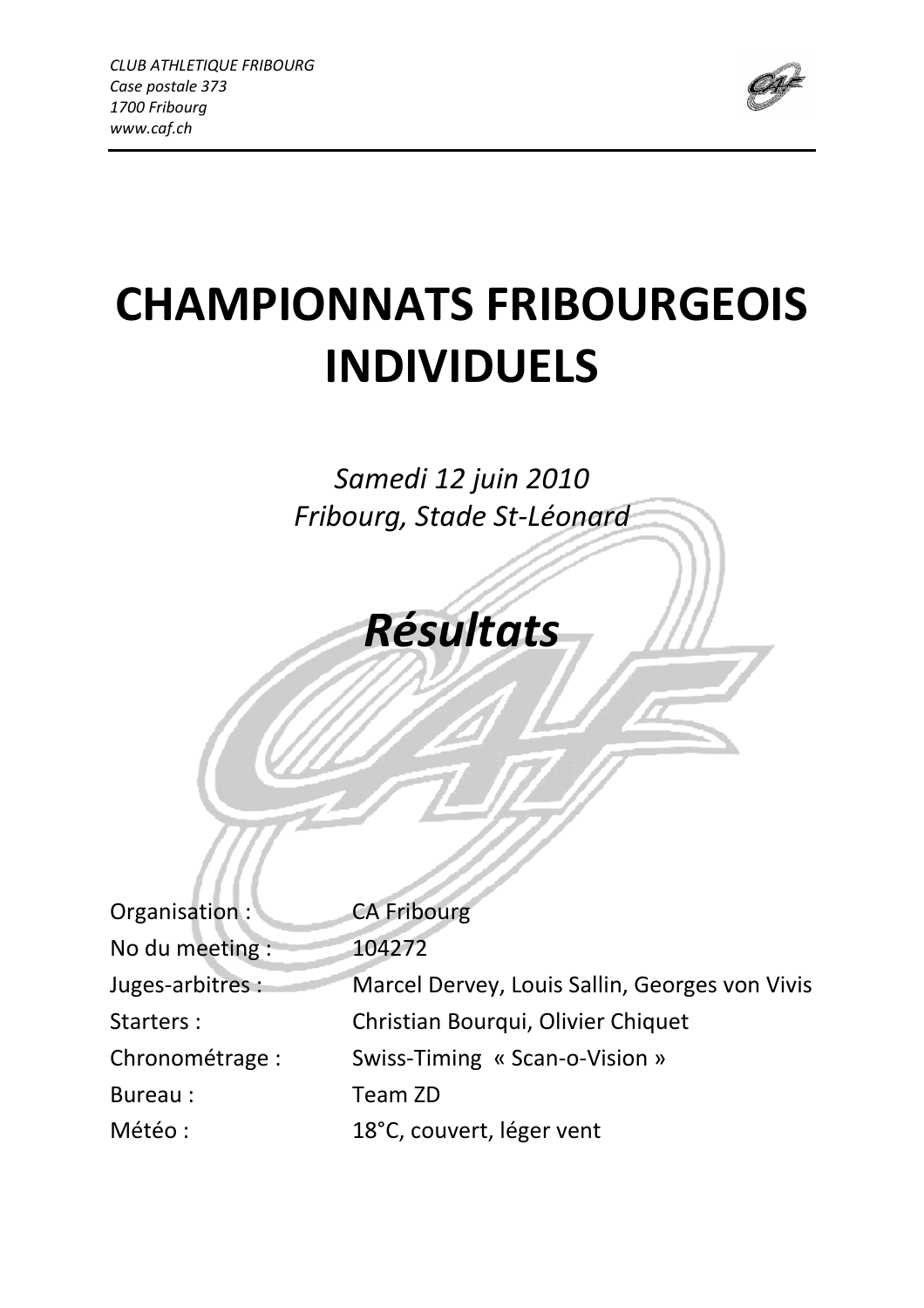*CLUB ATHLETIQUE FRIBOURG*
*Case postale 373*
*1700 Fribourg*
*www.caf.ch*

# CHAMPIONNATS FRIBOURGEOIS INDIVIDUELS

*Samedi 12 juin 2010*
*Fribourg, Stade St-Léonard*

## *Résultats*

| | |
|---|---|
| Organisation : | CA Fribourg |
| No du meeting : | 104272 |
| Juges-arbitres : | Marcel Dervey, Louis Sallin, Georges von Vivis |
| Starters : | Christian Bourqui, Olivier Chiquet |
| Chronométrage : | Swiss-Timing « Scan-o-Vision » |
| Bureau : | Team ZD |
| Météo : | 18°C, couvert, léger vent |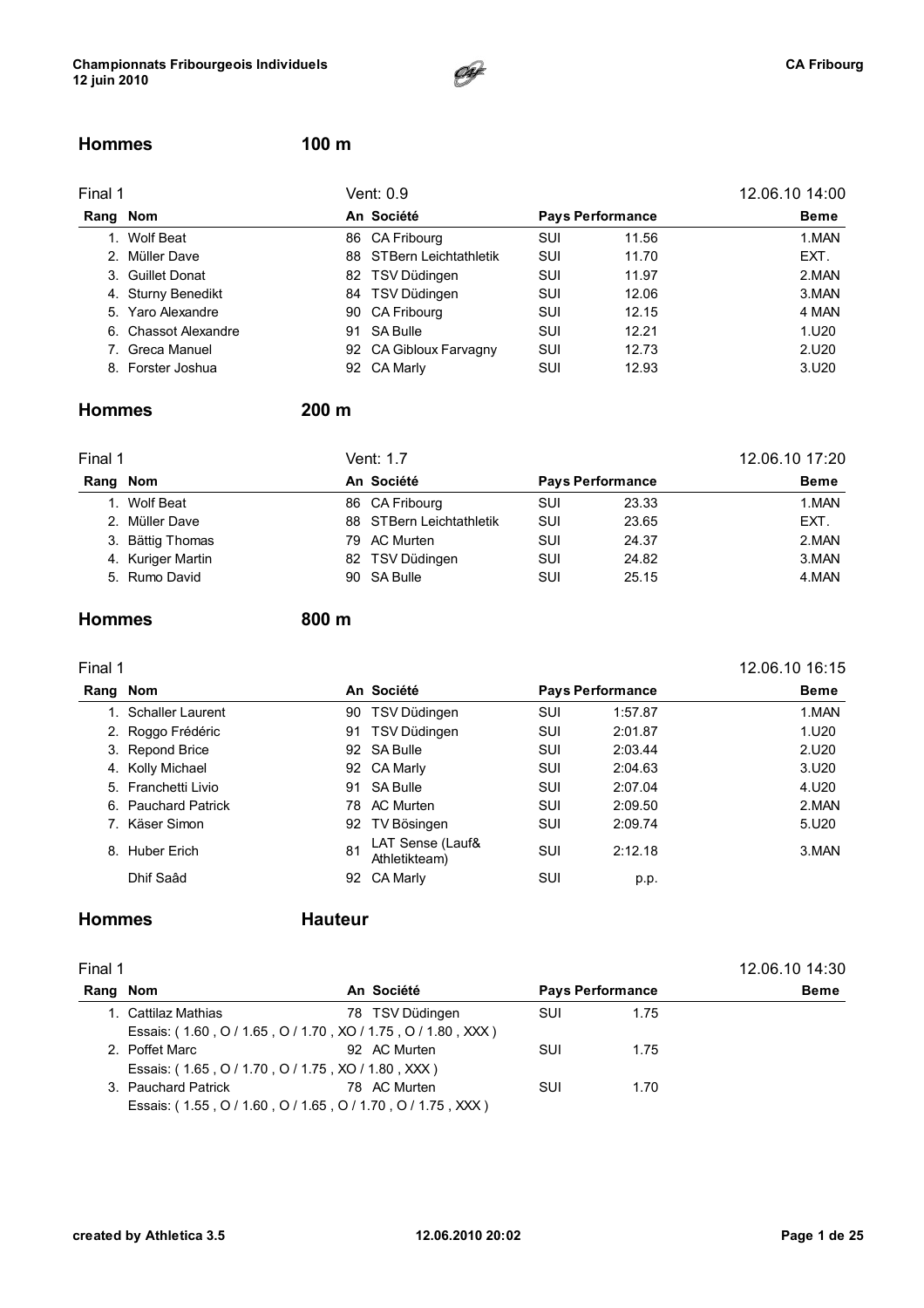**Championnats Fribourgeois Individuels**
**12 juin 2010**

## Hommes — 100 m

Final 1 — Vent: 0.9 — 12.06.10 14:00

| Rang | Nom | An | Société | Pays | Performance | Beme |
|---|---|---|---|---|---|---|
| 1. | Wolf Beat | 86 | CA Fribourg | SUI | 11.56 | 1.MAN |
| 2. | Müller Dave | 88 | STBern Leichtathletik | SUI | 11.70 | EXT. |
| 3. | Guillet Donat | 82 | TSV Düdingen | SUI | 11.97 | 2.MAN |
| 4. | Sturny Benedikt | 84 | TSV Düdingen | SUI | 12.06 | 3.MAN |
| 5. | Yaro Alexandre | 90 | CA Fribourg | SUI | 12.15 | 4 MAN |
| 6. | Chassot Alexandre | 91 | SA Bulle | SUI | 12.21 | 1.U20 |
| 7. | Greca Manuel | 92 | CA Gibloux Farvagny | SUI | 12.73 | 2.U20 |
| 8. | Forster Joshua | 92 | CA Marly | SUI | 12.93 | 3.U20 |

## Hommes — 200 m

Final 1 — Vent: 1.7 — 12.06.10 17:20

| Rang | Nom | An | Société | Pays | Performance | Beme |
|---|---|---|---|---|---|---|
| 1. | Wolf Beat | 86 | CA Fribourg | SUI | 23.33 | 1.MAN |
| 2. | Müller Dave | 88 | STBern Leichtathletik | SUI | 23.65 | EXT. |
| 3. | Bättig Thomas | 79 | AC Murten | SUI | 24.37 | 2.MAN |
| 4. | Kuriger Martin | 82 | TSV Düdingen | SUI | 24.82 | 3.MAN |
| 5. | Rumo David | 90 | SA Bulle | SUI | 25.15 | 4.MAN |

## Hommes — 800 m

Final 1 — 12.06.10 16:15

| Rang | Nom | An | Société | Pays | Performance | Beme |
|---|---|---|---|---|---|---|
| 1. | Schaller Laurent | 90 | TSV Düdingen | SUI | 1:57.87 | 1.MAN |
| 2. | Roggo Frédéric | 91 | TSV Düdingen | SUI | 2:01.87 | 1.U20 |
| 3. | Repond Brice | 92 | SA Bulle | SUI | 2:03.44 | 2.U20 |
| 4. | Kolly Michael | 92 | CA Marly | SUI | 2:04.63 | 3.U20 |
| 5. | Franchetti Livio | 91 | SA Bulle | SUI | 2:07.04 | 4.U20 |
| 6. | Pauchard Patrick | 78 | AC Murten | SUI | 2:09.50 | 2.MAN |
| 7. | Käser Simon | 92 | TV Bösingen | SUI | 2:09.74 | 5.U20 |
| 8. | Huber Erich | 81 | LAT Sense (Lauf& Athletikteam) | SUI | 2:12.18 | 3.MAN |
| | Dhif Saâd | 92 | CA Marly | SUI | p.p. | |

## Hommes — Hauteur

Final 1 — 12.06.10 14:30

| Rang | Nom | An | Société | Pays | Performance | Beme |
|---|---|---|---|---|---|---|
| 1. | Cattilaz Mathias | 78 | TSV Düdingen | SUI | 1.75 | |
| | Essais: ( 1.60 , O / 1.65 , O / 1.70 , XO / 1.75 , O / 1.80 , XXX ) | | | | | |
| 2. | Poffet Marc | 92 | AC Murten | SUI | 1.75 | |
| | Essais: ( 1.65 , O / 1.70 , O / 1.75 , XO / 1.80 , XXX ) | | | | | |
| 3. | Pauchard Patrick | 78 | AC Murten | SUI | 1.70 | |
| | Essais: ( 1.55 , O / 1.60 , O / 1.65 , O / 1.70 , O / 1.75 , XXX ) | | | | | |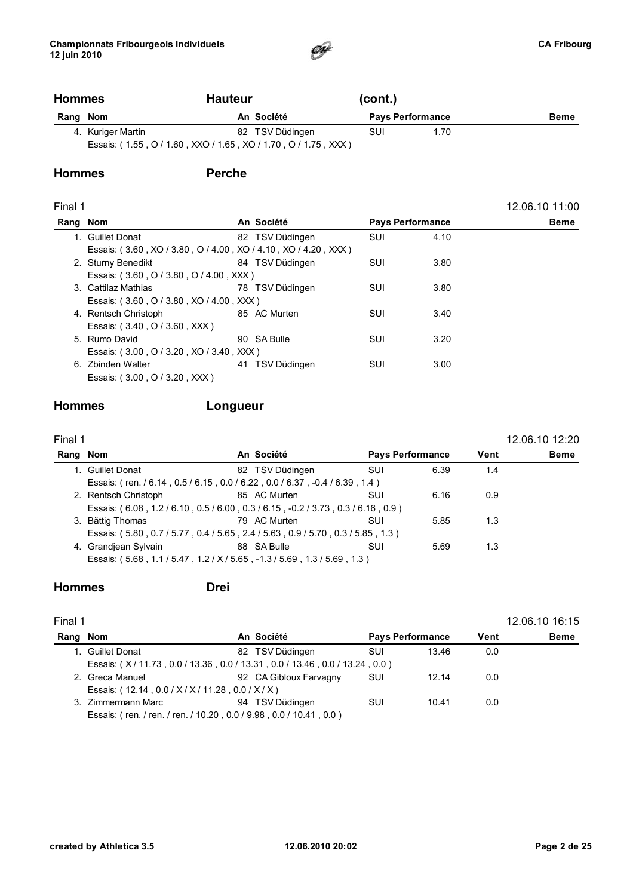## Hommes Hauteur (cont.)

| Rang | Nom | An | Société | Pays | Performance | Beme |
|---|---|---|---|---|---|---|
| 4. | Kuriger Martin | 82 | TSV Düdingen | SUI | 1.70 | |
| | Essais: ( 1.55 , O / 1.60 , XXO / 1.65 , XO / 1.70 , O / 1.75 , XXX ) | | | | | |

## Hommes Perche

Final 1 — 12.06.10 11:00

| Rang | Nom | An | Société | Pays | Performance | Beme |
|---|---|---|---|---|---|---|
| 1. | Guillet Donat | 82 | TSV Düdingen | SUI | 4.10 | |
| | Essais: ( 3.60 , XO / 3.80 , O / 4.00 , XO / 4.10 , XO / 4.20 , XXX ) | | | | | |
| 2. | Sturny Benedikt | 84 | TSV Düdingen | SUI | 3.80 | |
| | Essais: ( 3.60 , O / 3.80 , O / 4.00 , XXX ) | | | | | |
| 3. | Cattilaz Mathias | 78 | TSV Düdingen | SUI | 3.80 | |
| | Essais: ( 3.60 , O / 3.80 , XO / 4.00 , XXX ) | | | | | |
| 4. | Rentsch Christoph | 85 | AC Murten | SUI | 3.40 | |
| | Essais: ( 3.40 , O / 3.60 , XXX ) | | | | | |
| 5. | Rumo David | 90 | SA Bulle | SUI | 3.20 | |
| | Essais: ( 3.00 , O / 3.20 , XO / 3.40 , XXX ) | | | | | |
| 6. | Zbinden Walter | 41 | TSV Düdingen | SUI | 3.00 | |
| | Essais: ( 3.00 , O / 3.20 , XXX ) | | | | | |

## Hommes Longueur

Final 1 — 12.06.10 12:20

| Rang | Nom | An | Société | Pays | Performance | Vent | Beme |
|---|---|---|---|---|---|---|---|
| 1. | Guillet Donat | 82 | TSV Düdingen | SUI | 6.39 | 1.4 | |
| | Essais: ( ren. / 6.14 , 0.5 / 6.15 , 0.0 / 6.22 , 0.0 / 6.37 , -0.4 / 6.39 , 1.4 ) | | | | | | |
| 2. | Rentsch Christoph | 85 | AC Murten | SUI | 6.16 | 0.9 | |
| | Essais: ( 6.08 , 1.2 / 6.10 , 0.5 / 6.00 , 0.3 / 6.15 , -0.2 / 3.73 , 0.3 / 6.16 , 0.9 ) | | | | | | |
| 3. | Bättig Thomas | 79 | AC Murten | SUI | 5.85 | 1.3 | |
| | Essais: ( 5.80 , 0.7 / 5.77 , 0.4 / 5.65 , 2.4 / 5.63 , 0.9 / 5.70 , 0.3 / 5.85 , 1.3 ) | | | | | | |
| 4. | Grandjean Sylvain | 88 | SA Bulle | SUI | 5.69 | 1.3 | |
| | Essais: ( 5.68 , 1.1 / 5.47 , 1.2 / X / 5.65 , -1.3 / 5.69 , 1.3 / 5.69 , 1.3 ) | | | | | | |

## Hommes Drei

Final 1 — 12.06.10 16:15

| Rang | Nom | An | Société | Pays | Performance | Vent | Beme |
|---|---|---|---|---|---|---|---|
| 1. | Guillet Donat | 82 | TSV Düdingen | SUI | 13.46 | 0.0 | |
| | Essais: ( X / 11.73 , 0.0 / 13.36 , 0.0 / 13.31 , 0.0 / 13.46 , 0.0 / 13.24 , 0.0 ) | | | | | | |
| 2. | Greca Manuel | 92 | CA Gibloux Farvagny | SUI | 12.14 | 0.0 | |
| | Essais: ( 12.14 , 0.0 / X / X / 11.28 , 0.0 / X / X ) | | | | | | |
| 3. | Zimmermann Marc | 94 | TSV Düdingen | SUI | 10.41 | 0.0 | |
| | Essais: ( ren. / ren. / ren. / 10.20 , 0.0 / 9.98 , 0.0 / 10.41 , 0.0 ) | | | | | | |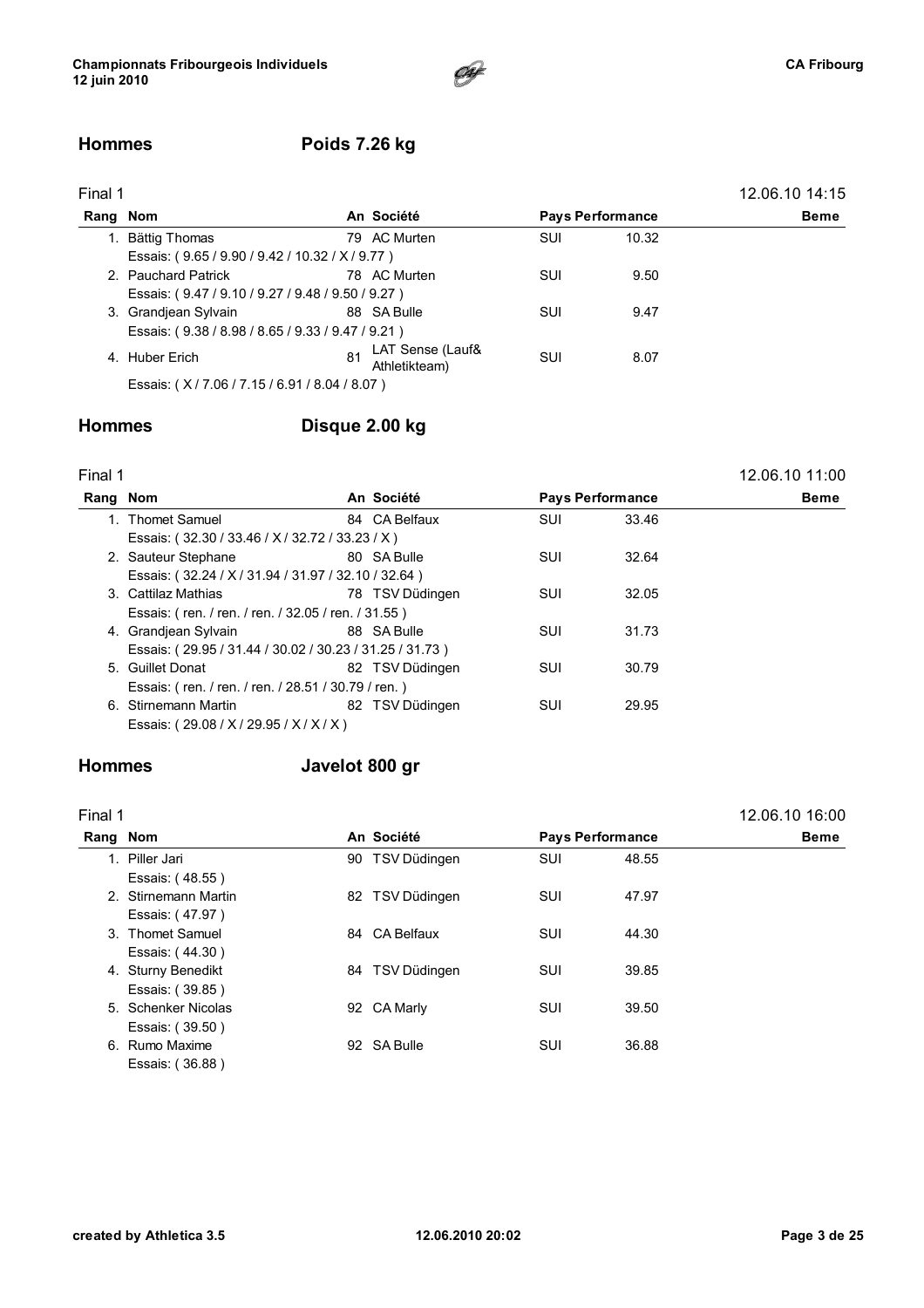## Hommes — Poids 7.26 kg

Final 1 — 12.06.10 14:15

| Rang | Nom | An | Société | Pays | Performance | Beme |
|---|---|---|---|---|---|---|
| 1. | Bättig Thomas | 79 | AC Murten | SUI | 10.32 | |
| | Essais: ( 9.65 / 9.90 / 9.42 / 10.32 / X / 9.77 ) | | | | | |
| 2. | Pauchard Patrick | 78 | AC Murten | SUI | 9.50 | |
| | Essais: ( 9.47 / 9.10 / 9.27 / 9.48 / 9.50 / 9.27 ) | | | | | |
| 3. | Grandjean Sylvain | 88 | SA Bulle | SUI | 9.47 | |
| | Essais: ( 9.38 / 8.98 / 8.65 / 9.33 / 9.47 / 9.21 ) | | | | | |
| 4. | Huber Erich | 81 | LAT Sense (Lauf& Athletikteam) | SUI | 8.07 | |
| | Essais: ( X / 7.06 / 7.15 / 6.91 / 8.04 / 8.07 ) | | | | | |

## Hommes — Disque 2.00 kg

Final 1 — 12.06.10 11:00

| Rang | Nom | An | Société | Pays | Performance | Beme |
|---|---|---|---|---|---|---|
| 1. | Thomet Samuel | 84 | CA Belfaux | SUI | 33.46 | |
| | Essais: ( 32.30 / 33.46 / X / 32.72 / 33.23 / X ) | | | | | |
| 2. | Sauteur Stephane | 80 | SA Bulle | SUI | 32.64 | |
| | Essais: ( 32.24 / X / 31.94 / 31.97 / 32.10 / 32.64 ) | | | | | |
| 3. | Cattilaz Mathias | 78 | TSV Düdingen | SUI | 32.05 | |
| | Essais: ( ren. / ren. / ren. / 32.05 / ren. / 31.55 ) | | | | | |
| 4. | Grandjean Sylvain | 88 | SA Bulle | SUI | 31.73 | |
| | Essais: ( 29.95 / 31.44 / 30.02 / 30.23 / 31.25 / 31.73 ) | | | | | |
| 5. | Guillet Donat | 82 | TSV Düdingen | SUI | 30.79 | |
| | Essais: ( ren. / ren. / ren. / 28.51 / 30.79 / ren. ) | | | | | |
| 6. | Stirnemann Martin | 82 | TSV Düdingen | SUI | 29.95 | |
| | Essais: ( 29.08 / X / 29.95 / X / X / X ) | | | | | |

## Hommes — Javelot 800 gr

Final 1 — 12.06.10 16:00

| Rang | Nom | An | Société | Pays | Performance | Beme |
|---|---|---|---|---|---|---|
| 1. | Piller Jari | 90 | TSV Düdingen | SUI | 48.55 | |
| | Essais: ( 48.55 ) | | | | | |
| 2. | Stirnemann Martin | 82 | TSV Düdingen | SUI | 47.97 | |
| | Essais: ( 47.97 ) | | | | | |
| 3. | Thomet Samuel | 84 | CA Belfaux | SUI | 44.30 | |
| | Essais: ( 44.30 ) | | | | | |
| 4. | Sturny Benedikt | 84 | TSV Düdingen | SUI | 39.85 | |
| | Essais: ( 39.85 ) | | | | | |
| 5. | Schenker Nicolas | 92 | CA Marly | SUI | 39.50 | |
| | Essais: ( 39.50 ) | | | | | |
| 6. | Rumo Maxime | 92 | SA Bulle | SUI | 36.88 | |
| | Essais: ( 36.88 ) | | | | | |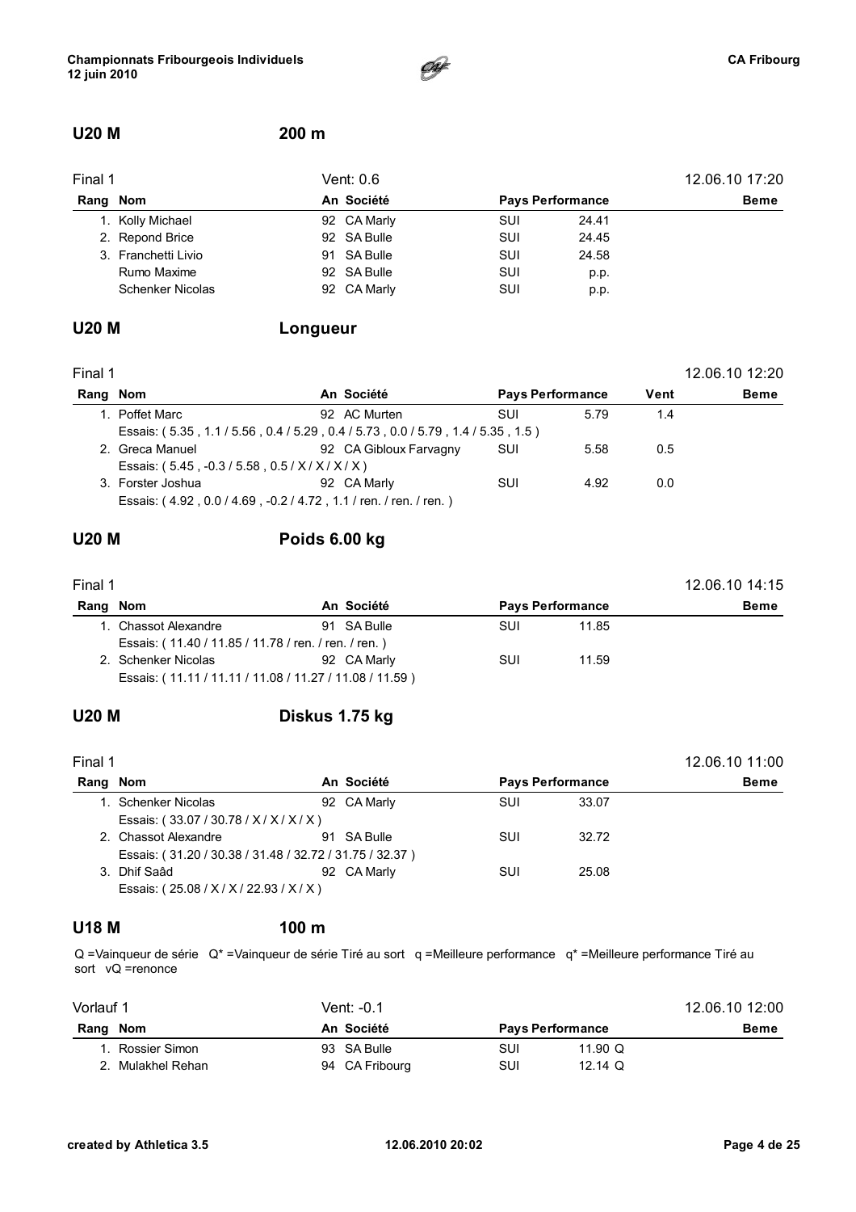## U20 M — 200 m

Final 1 — Vent: 0.6 — 12.06.10 17:20

| Rang | Nom | An | Société | Pays | Performance | Beme |
|---|---|---|---|---|---|---|
| 1. | Kolly Michael | 92 | CA Marly | SUI | 24.41 | |
| 2. | Repond Brice | 92 | SA Bulle | SUI | 24.45 | |
| 3. | Franchetti Livio | 91 | SA Bulle | SUI | 24.58 | |
| | Rumo Maxime | 92 | SA Bulle | SUI | p.p. | |
| | Schenker Nicolas | 92 | CA Marly | SUI | p.p. | |

## U20 M — Longueur

Final 1 — 12.06.10 12:20

| Rang | Nom | An | Société | Pays | Performance | Vent | Beme |
|---|---|---|---|---|---|---|---|
| 1. | Poffet Marc | 92 | AC Murten | SUI | 5.79 | 1.4 | |
| | Essais: ( 5.35 , 1.1 / 5.56 , 0.4 / 5.29 , 0.4 / 5.73 , 0.0 / 5.79 , 1.4 / 5.35 , 1.5 ) | | | | | | |
| 2. | Greca Manuel | 92 | CA Gibloux Farvagny | SUI | 5.58 | 0.5 | |
| | Essais: ( 5.45 , -0.3 / 5.58 , 0.5 / X / X / X / X ) | | | | | | |
| 3. | Forster Joshua | 92 | CA Marly | SUI | 4.92 | 0.0 | |
| | Essais: ( 4.92 , 0.0 / 4.69 , -0.2 / 4.72 , 1.1 / ren. / ren. / ren. ) | | | | | | |

## U20 M — Poids 6.00 kg

Final 1 — 12.06.10 14:15

| Rang | Nom | An | Société | Pays | Performance | Beme |
|---|---|---|---|---|---|---|
| 1. | Chassot Alexandre | 91 | SA Bulle | SUI | 11.85 | |
| | Essais: ( 11.40 / 11.85 / 11.78 / ren. / ren. / ren. ) | | | | | |
| 2. | Schenker Nicolas | 92 | CA Marly | SUI | 11.59 | |
| | Essais: ( 11.11 / 11.11 / 11.08 / 11.27 / 11.08 / 11.59 ) | | | | | |

## U20 M — Diskus 1.75 kg

Final 1 — 12.06.10 11:00

| Rang | Nom | An | Société | Pays | Performance | Beme |
|---|---|---|---|---|---|---|
| 1. | Schenker Nicolas | 92 | CA Marly | SUI | 33.07 | |
| | Essais: ( 33.07 / 30.78 / X / X / X / X ) | | | | | |
| 2. | Chassot Alexandre | 91 | SA Bulle | SUI | 32.72 | |
| | Essais: ( 31.20 / 30.38 / 31.48 / 32.72 / 31.75 / 32.37 ) | | | | | |
| 3. | Dhif Saâd | 92 | CA Marly | SUI | 25.08 | |
| | Essais: ( 25.08 / X / X / 22.93 / X / X ) | | | | | |

## U18 M — 100 m

Q =Vainqueur de série Q* =Vainqueur de série Tiré au sort q =Meilleure performance q* =Meilleure performance Tiré au sort vQ =renonce

Vorlauf 1 — Vent: -0.1 — 12.06.10 12:00

| Rang | Nom | An | Société | Pays | Performance | Beme |
|---|---|---|---|---|---|---|
| 1. | Rossier Simon | 93 | SA Bulle | SUI | 11.90 Q | |
| 2. | Mulakhel Rehan | 94 | CA Fribourg | SUI | 12.14 Q | |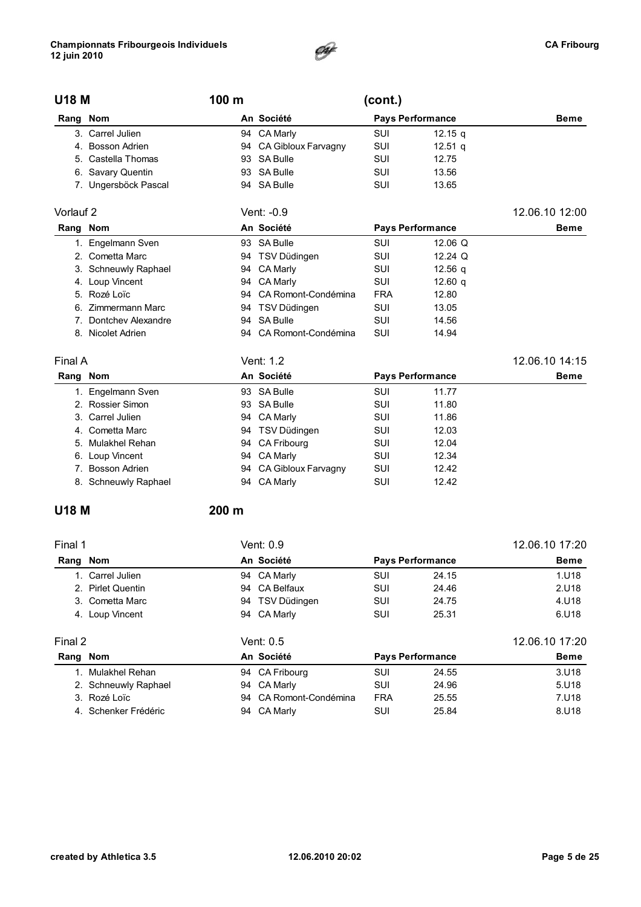## U18 M — 100 m (cont.)

| Rang | Nom | An | Société | Pays | Performance | Beme |
|---|---|---|---|---|---|---|
| 3. | Carrel Julien | 94 | CA Marly | SUI | 12.15 q | |
| 4. | Bosson Adrien | 94 | CA Gibloux Farvagny | SUI | 12.51 q | |
| 5. | Castella Thomas | 93 | SA Bulle | SUI | 12.75 | |
| 6. | Savary Quentin | 93 | SA Bulle | SUI | 13.56 | |
| 7. | Ungersböck Pascal | 94 | SA Bulle | SUI | 13.65 | |

### Vorlauf 2 — Vent: -0.9 — 12.06.10 12:00

| Rang | Nom | An | Société | Pays | Performance | Beme |
|---|---|---|---|---|---|---|
| 1. | Engelmann Sven | 93 | SA Bulle | SUI | 12.06 Q | |
| 2. | Cometta Marc | 94 | TSV Düdingen | SUI | 12.24 Q | |
| 3. | Schneuwly Raphael | 94 | CA Marly | SUI | 12.56 q | |
| 4. | Loup Vincent | 94 | CA Marly | SUI | 12.60 q | |
| 5. | Rozé Loïc | 94 | CA Romont-Condémina | FRA | 12.80 | |
| 6. | Zimmermann Marc | 94 | TSV Düdingen | SUI | 13.05 | |
| 7. | Dontchev Alexandre | 94 | SA Bulle | SUI | 14.56 | |
| 8. | Nicolet Adrien | 94 | CA Romont-Condémina | SUI | 14.94 | |

### Final A — Vent: 1.2 — 12.06.10 14:15

| Rang | Nom | An | Société | Pays | Performance | Beme |
|---|---|---|---|---|---|---|
| 1. | Engelmann Sven | 93 | SA Bulle | SUI | 11.77 | |
| 2. | Rossier Simon | 93 | SA Bulle | SUI | 11.80 | |
| 3. | Carrel Julien | 94 | CA Marly | SUI | 11.86 | |
| 4. | Cometta Marc | 94 | TSV Düdingen | SUI | 12.03 | |
| 5. | Mulakhel Rehan | 94 | CA Fribourg | SUI | 12.04 | |
| 6. | Loup Vincent | 94 | CA Marly | SUI | 12.34 | |
| 7. | Bosson Adrien | 94 | CA Gibloux Farvagny | SUI | 12.42 | |
| 8. | Schneuwly Raphael | 94 | CA Marly | SUI | 12.42 | |

## U18 M — 200 m

### Final 1 — Vent: 0.9 — 12.06.10 17:20

| Rang | Nom | An | Société | Pays | Performance | Beme |
|---|---|---|---|---|---|---|
| 1. | Carrel Julien | 94 | CA Marly | SUI | 24.15 | 1.U18 |
| 2. | Pirlet Quentin | 94 | CA Belfaux | SUI | 24.46 | 2.U18 |
| 3. | Cometta Marc | 94 | TSV Düdingen | SUI | 24.75 | 4.U18 |
| 4. | Loup Vincent | 94 | CA Marly | SUI | 25.31 | 6.U18 |

### Final 2 — Vent: 0.5 — 12.06.10 17:20

| Rang | Nom | An | Société | Pays | Performance | Beme |
|---|---|---|---|---|---|---|
| 1. | Mulakhel Rehan | 94 | CA Fribourg | SUI | 24.55 | 3.U18 |
| 2. | Schneuwly Raphael | 94 | CA Marly | SUI | 24.96 | 5.U18 |
| 3. | Rozé Loïc | 94 | CA Romont-Condémina | FRA | 25.55 | 7.U18 |
| 4. | Schenker Frédéric | 94 | CA Marly | SUI | 25.84 | 8.U18 |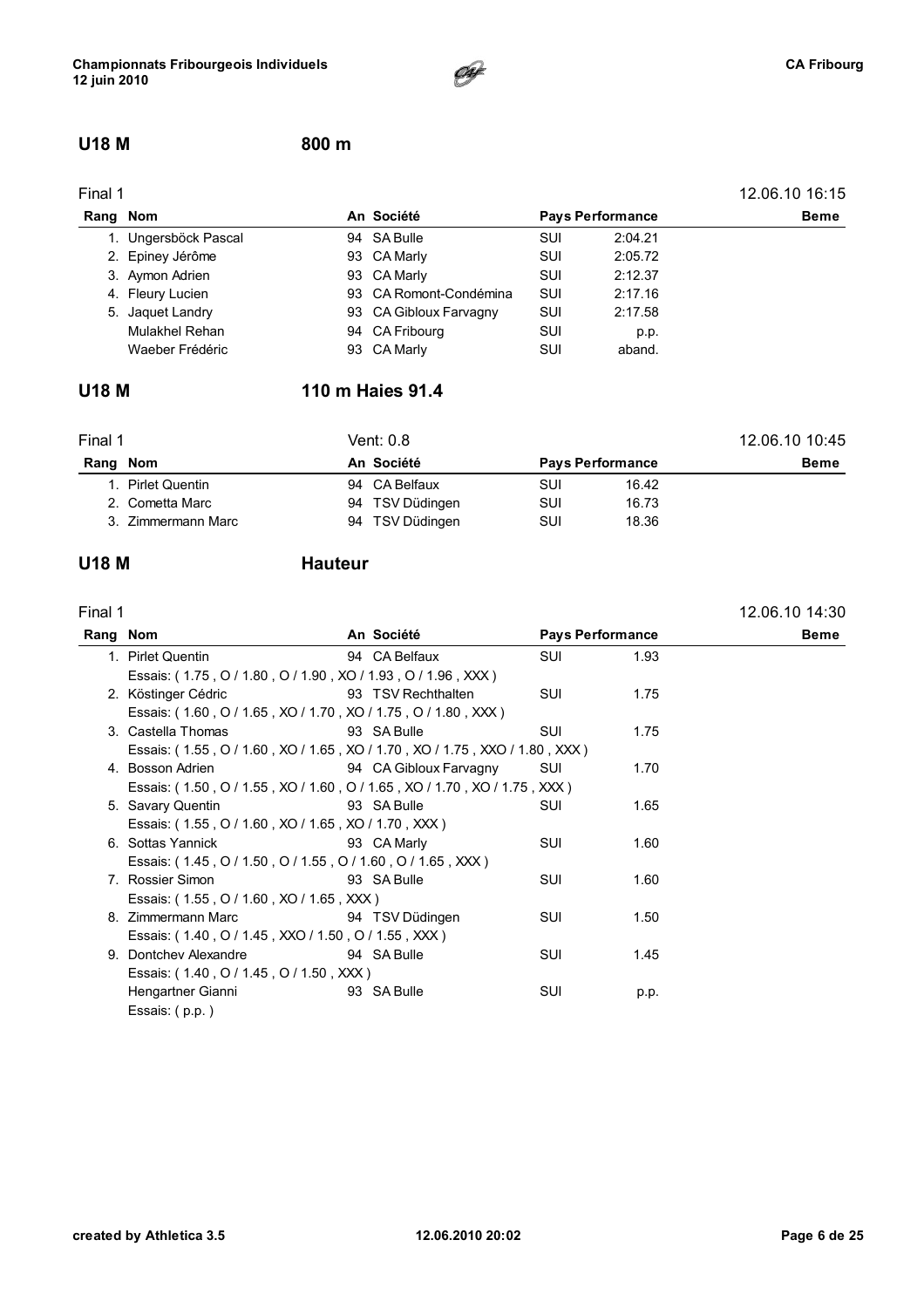## U18 M 800 m

Final 1 — 12.06.10 16:15

| Rang | Nom | An | Société | Pays | Performance | Beme |
|---|---|---|---|---|---|---|
| 1. | Ungersböck Pascal | 94 | SA Bulle | SUI | 2:04.21 | |
| 2. | Epiney Jérôme | 93 | CA Marly | SUI | 2:05.72 | |
| 3. | Aymon Adrien | 93 | CA Marly | SUI | 2:12.37 | |
| 4. | Fleury Lucien | 93 | CA Romont-Condémina | SUI | 2:17.16 | |
| 5. | Jaquet Landry | 93 | CA Gibloux Farvagny | SUI | 2:17.58 | |
| | Mulakhel Rehan | 94 | CA Fribourg | SUI | p.p. | |
| | Waeber Frédéric | 93 | CA Marly | SUI | aband. | |

## U18 M 110 m Haies 91.4

Final 1 — Vent: 0.8 — 12.06.10 10:45

| Rang | Nom | An | Société | Pays | Performance | Beme |
|---|---|---|---|---|---|---|
| 1. | Pirlet Quentin | 94 | CA Belfaux | SUI | 16.42 | |
| 2. | Cometta Marc | 94 | TSV Düdingen | SUI | 16.73 | |
| 3. | Zimmermann Marc | 94 | TSV Düdingen | SUI | 18.36 | |

## U18 M Hauteur

Final 1 — 12.06.10 14:30

| Rang | Nom | An | Société | Pays | Performance | Beme |
|---|---|---|---|---|---|---|
| 1. | Pirlet Quentin | 94 | CA Belfaux | SUI | 1.93 | |
| | Essais: ( 1.75 , O / 1.80 , O / 1.90 , XO / 1.93 , O / 1.96 , XXX ) | | | | | |
| 2. | Köstinger Cédric | 93 | TSV Rechthalten | SUI | 1.75 | |
| | Essais: ( 1.60 , O / 1.65 , XO / 1.70 , XO / 1.75 , O / 1.80 , XXX ) | | | | | |
| 3. | Castella Thomas | 93 | SA Bulle | SUI | 1.75 | |
| | Essais: ( 1.55 , O / 1.60 , XO / 1.65 , XO / 1.70 , XO / 1.75 , XXO / 1.80 , XXX ) | | | | | |
| 4. | Bosson Adrien | 94 | CA Gibloux Farvagny | SUI | 1.70 | |
| | Essais: ( 1.50 , O / 1.55 , XO / 1.60 , O / 1.65 , XO / 1.70 , XO / 1.75 , XXX ) | | | | | |
| 5. | Savary Quentin | 93 | SA Bulle | SUI | 1.65 | |
| | Essais: ( 1.55 , O / 1.60 , XO / 1.65 , XO / 1.70 , XXX ) | | | | | |
| 6. | Sottas Yannick | 93 | CA Marly | SUI | 1.60 | |
| | Essais: ( 1.45 , O / 1.50 , O / 1.55 , O / 1.60 , O / 1.65 , XXX ) | | | | | |
| 7. | Rossier Simon | 93 | SA Bulle | SUI | 1.60 | |
| | Essais: ( 1.55 , O / 1.60 , XO / 1.65 , XXX ) | | | | | |
| 8. | Zimmermann Marc | 94 | TSV Düdingen | SUI | 1.50 | |
| | Essais: ( 1.40 , O / 1.45 , XXO / 1.50 , O / 1.55 , XXX ) | | | | | |
| 9. | Dontchev Alexandre | 94 | SA Bulle | SUI | 1.45 | |
| | Essais: ( 1.40 , O / 1.45 , O / 1.50 , XXX ) | | | | | |
| | Hengartner Gianni | 93 | SA Bulle | SUI | p.p. | |
| | Essais: ( p.p. ) | | | | | |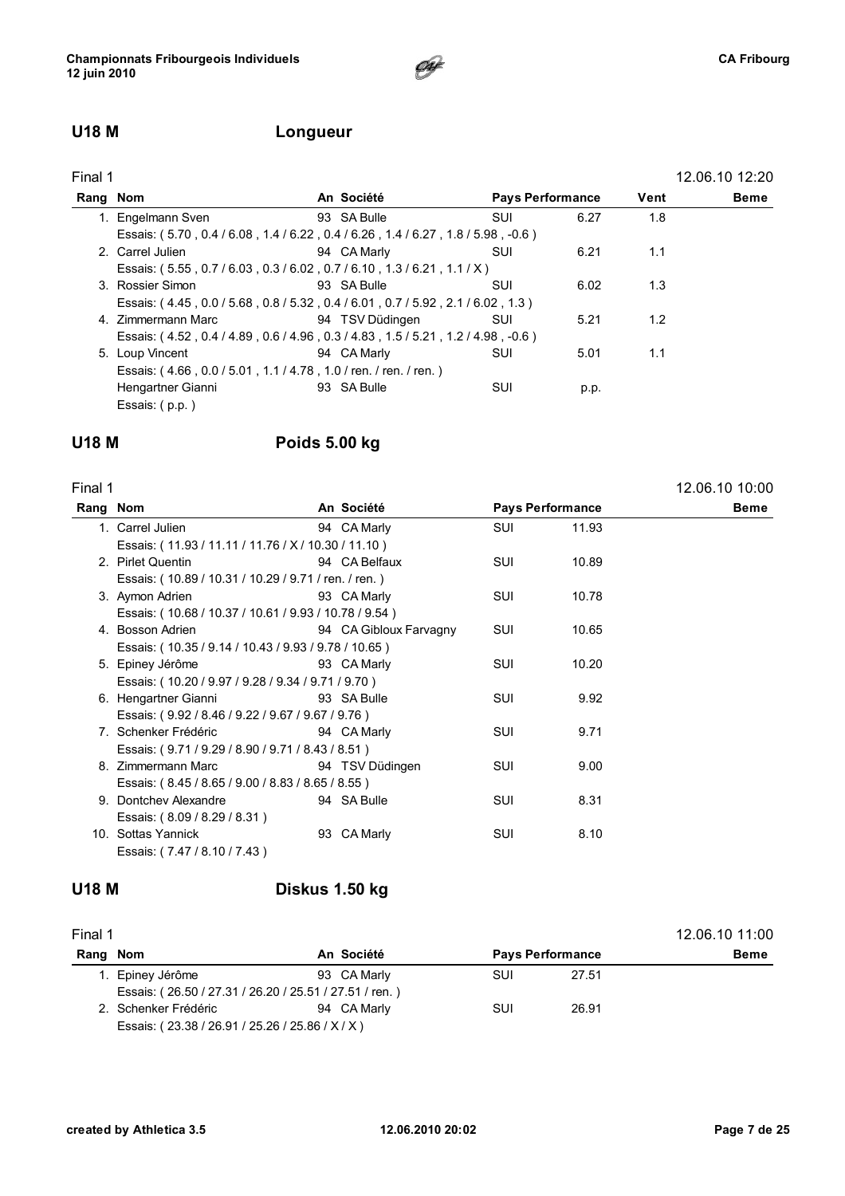## U18 M Longueur

Final 1 — 12.06.10 12:20

| Rang | Nom | An | Société | Pays | Performance | Vent | Beme |
|---|---|---|---|---|---|---|---|
| 1. | Engelmann Sven | 93 | SA Bulle | SUI | 6.27 | 1.8 | |
| | Essais: ( 5.70 , 0.4 / 6.08 , 1.4 / 6.22 , 0.4 / 6.26 , 1.4 / 6.27 , 1.8 / 5.98 , -0.6 ) | | | | | | |
| 2. | Carrel Julien | 94 | CA Marly | SUI | 6.21 | 1.1 | |
| | Essais: ( 5.55 , 0.7 / 6.03 , 0.3 / 6.02 , 0.7 / 6.10 , 1.3 / 6.21 , 1.1 / X ) | | | | | | |
| 3. | Rossier Simon | 93 | SA Bulle | SUI | 6.02 | 1.3 | |
| | Essais: ( 4.45 , 0.0 / 5.68 , 0.8 / 5.32 , 0.4 / 6.01 , 0.7 / 5.92 , 2.1 / 6.02 , 1.3 ) | | | | | | |
| 4. | Zimmermann Marc | 94 | TSV Düdingen | SUI | 5.21 | 1.2 | |
| | Essais: ( 4.52 , 0.4 / 4.89 , 0.6 / 4.96 , 0.3 / 4.83 , 1.5 / 5.21 , 1.2 / 4.98 , -0.6 ) | | | | | | |
| 5. | Loup Vincent | 94 | CA Marly | SUI | 5.01 | 1.1 | |
| | Essais: ( 4.66 , 0.0 / 5.01 , 1.1 / 4.78 , 1.0 / ren. / ren. / ren. ) | | | | | | |
| | Hengartner Gianni | 93 | SA Bulle | SUI | p.p. | | |
| | Essais: ( p.p. ) | | | | | | |

## U18 M Poids 5.00 kg

Final 1 — 12.06.10 10:00

| Rang | Nom | An | Société | Pays | Performance | Beme |
|---|---|---|---|---|---|---|
| 1. | Carrel Julien | 94 | CA Marly | SUI | 11.93 | |
| | Essais: ( 11.93 / 11.11 / 11.76 / X / 10.30 / 11.10 ) | | | | | |
| 2. | Pirlet Quentin | 94 | CA Belfaux | SUI | 10.89 | |
| | Essais: ( 10.89 / 10.31 / 10.29 / 9.71 / ren. / ren. ) | | | | | |
| 3. | Aymon Adrien | 93 | CA Marly | SUI | 10.78 | |
| | Essais: ( 10.68 / 10.37 / 10.61 / 9.93 / 10.78 / 9.54 ) | | | | | |
| 4. | Bosson Adrien | 94 | CA Gibloux Farvagny | SUI | 10.65 | |
| | Essais: ( 10.35 / 9.14 / 10.43 / 9.93 / 9.78 / 10.65 ) | | | | | |
| 5. | Epiney Jérôme | 93 | CA Marly | SUI | 10.20 | |
| | Essais: ( 10.20 / 9.97 / 9.28 / 9.34 / 9.71 / 9.70 ) | | | | | |
| 6. | Hengartner Gianni | 93 | SA Bulle | SUI | 9.92 | |
| | Essais: ( 9.92 / 8.46 / 9.22 / 9.67 / 9.67 / 9.76 ) | | | | | |
| 7. | Schenker Frédéric | 94 | CA Marly | SUI | 9.71 | |
| | Essais: ( 9.71 / 9.29 / 8.90 / 9.71 / 8.43 / 8.51 ) | | | | | |
| 8. | Zimmermann Marc | 94 | TSV Düdingen | SUI | 9.00 | |
| | Essais: ( 8.45 / 8.65 / 9.00 / 8.83 / 8.65 / 8.55 ) | | | | | |
| 9. | Dontchev Alexandre | 94 | SA Bulle | SUI | 8.31 | |
| | Essais: ( 8.09 / 8.29 / 8.31 ) | | | | | |
| 10. | Sottas Yannick | 93 | CA Marly | SUI | 8.10 | |
| | Essais: ( 7.47 / 8.10 / 7.43 ) | | | | | |

## U18 M Diskus 1.50 kg

Final 1 — 12.06.10 11:00

| Rang | Nom | An | Société | Pays | Performance | Beme |
|---|---|---|---|---|---|---|
| 1. | Epiney Jérôme | 93 | CA Marly | SUI | 27.51 | |
| | Essais: ( 26.50 / 27.31 / 26.20 / 25.51 / 27.51 / ren. ) | | | | | |
| 2. | Schenker Frédéric | 94 | CA Marly | SUI | 26.91 | |
| | Essais: ( 23.38 / 26.91 / 25.26 / 25.86 / X / X ) | | | | | |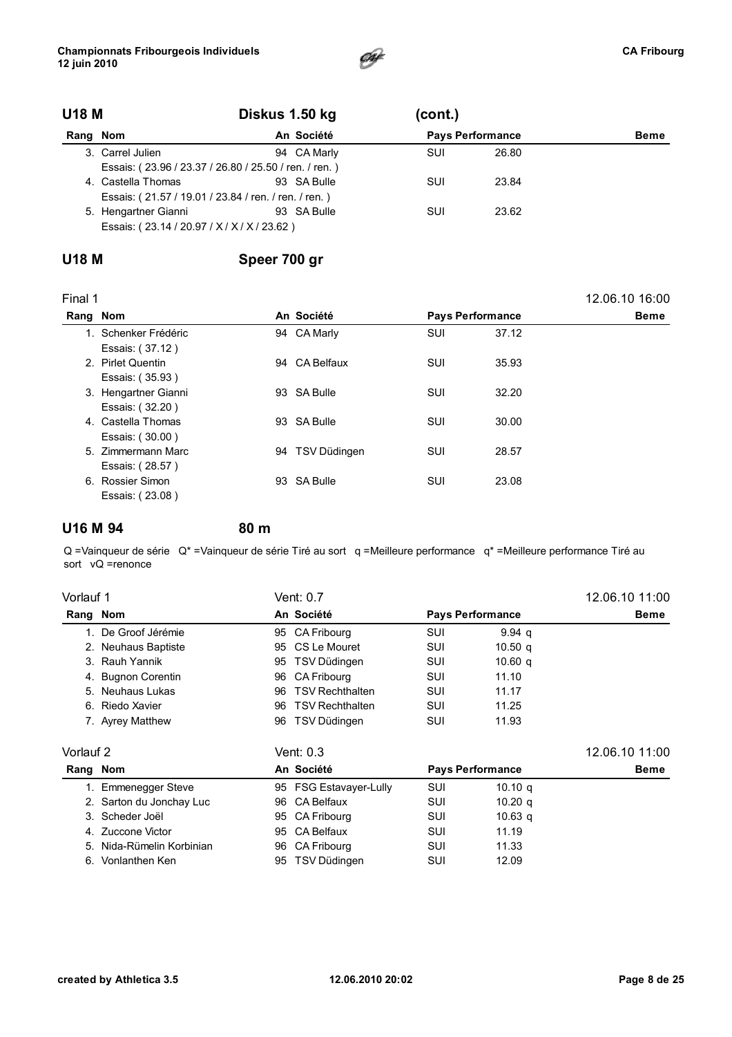## U18 M — Diskus 1.50 kg (cont.)

| Rang | Nom | An | Société | Pays | Performance | Beme |
|---|---|---|---|---|---|---|
| 3. | Carrel Julien | 94 | CA Marly | SUI | 26.80 | |
| | Essais: ( 23.96 / 23.37 / 26.80 / 25.50 / ren. / ren. ) | | | | | |
| 4. | Castella Thomas | 93 | SA Bulle | SUI | 23.84 | |
| | Essais: ( 21.57 / 19.01 / 23.84 / ren. / ren. / ren. ) | | | | | |
| 5. | Hengartner Gianni | 93 | SA Bulle | SUI | 23.62 | |
| | Essais: ( 23.14 / 20.97 / X / X / X / 23.62 ) | | | | | |

## U18 M — Speer 700 gr

Final 1 — 12.06.10 16:00

| Rang | Nom | An | Société | Pays | Performance | Beme |
|---|---|---|---|---|---|---|
| 1. | Schenker Frédéric | 94 | CA Marly | SUI | 37.12 | |
| | Essais: ( 37.12 ) | | | | | |
| 2. | Pirlet Quentin | 94 | CA Belfaux | SUI | 35.93 | |
| | Essais: ( 35.93 ) | | | | | |
| 3. | Hengartner Gianni | 93 | SA Bulle | SUI | 32.20 | |
| | Essais: ( 32.20 ) | | | | | |
| 4. | Castella Thomas | 93 | SA Bulle | SUI | 30.00 | |
| | Essais: ( 30.00 ) | | | | | |
| 5. | Zimmermann Marc | 94 | TSV Düdingen | SUI | 28.57 | |
| | Essais: ( 28.57 ) | | | | | |
| 6. | Rossier Simon | 93 | SA Bulle | SUI | 23.08 | |
| | Essais: ( 23.08 ) | | | | | |

## U16 M 94 — 80 m

Q =Vainqueur de série Q* =Vainqueur de série Tiré au sort q =Meilleure performance q* =Meilleure performance Tiré au sort vQ =renonce

Vorlauf 1 — Vent: 0.7 — 12.06.10 11:00

| Rang | Nom | An | Société | Pays | Performance | Beme |
|---|---|---|---|---|---|---|
| 1. | De Groof Jérémie | 95 | CA Fribourg | SUI | 9.94 q | |
| 2. | Neuhaus Baptiste | 95 | CS Le Mouret | SUI | 10.50 q | |
| 3. | Rauh Yannik | 95 | TSV Düdingen | SUI | 10.60 q | |
| 4. | Bugnon Corentin | 96 | CA Fribourg | SUI | 11.10 | |
| 5. | Neuhaus Lukas | 96 | TSV Rechthalten | SUI | 11.17 | |
| 6. | Riedo Xavier | 96 | TSV Rechthalten | SUI | 11.25 | |
| 7. | Ayrey Matthew | 96 | TSV Düdingen | SUI | 11.93 | |

Vorlauf 2 — Vent: 0.3 — 12.06.10 11:00

| Rang | Nom | An | Société | Pays | Performance | Beme |
|---|---|---|---|---|---|---|
| 1. | Emmenegger Steve | 95 | FSG Estavayer-Lully | SUI | 10.10 q | |
| 2. | Sarton du Jonchay Luc | 96 | CA Belfaux | SUI | 10.20 q | |
| 3. | Scheder Joël | 95 | CA Fribourg | SUI | 10.63 q | |
| 4. | Zuccone Victor | 95 | CA Belfaux | SUI | 11.19 | |
| 5. | Nida-Rümelin Korbinian | 96 | CA Fribourg | SUI | 11.33 | |
| 6. | Vonlanthen Ken | 95 | TSV Düdingen | SUI | 12.09 | |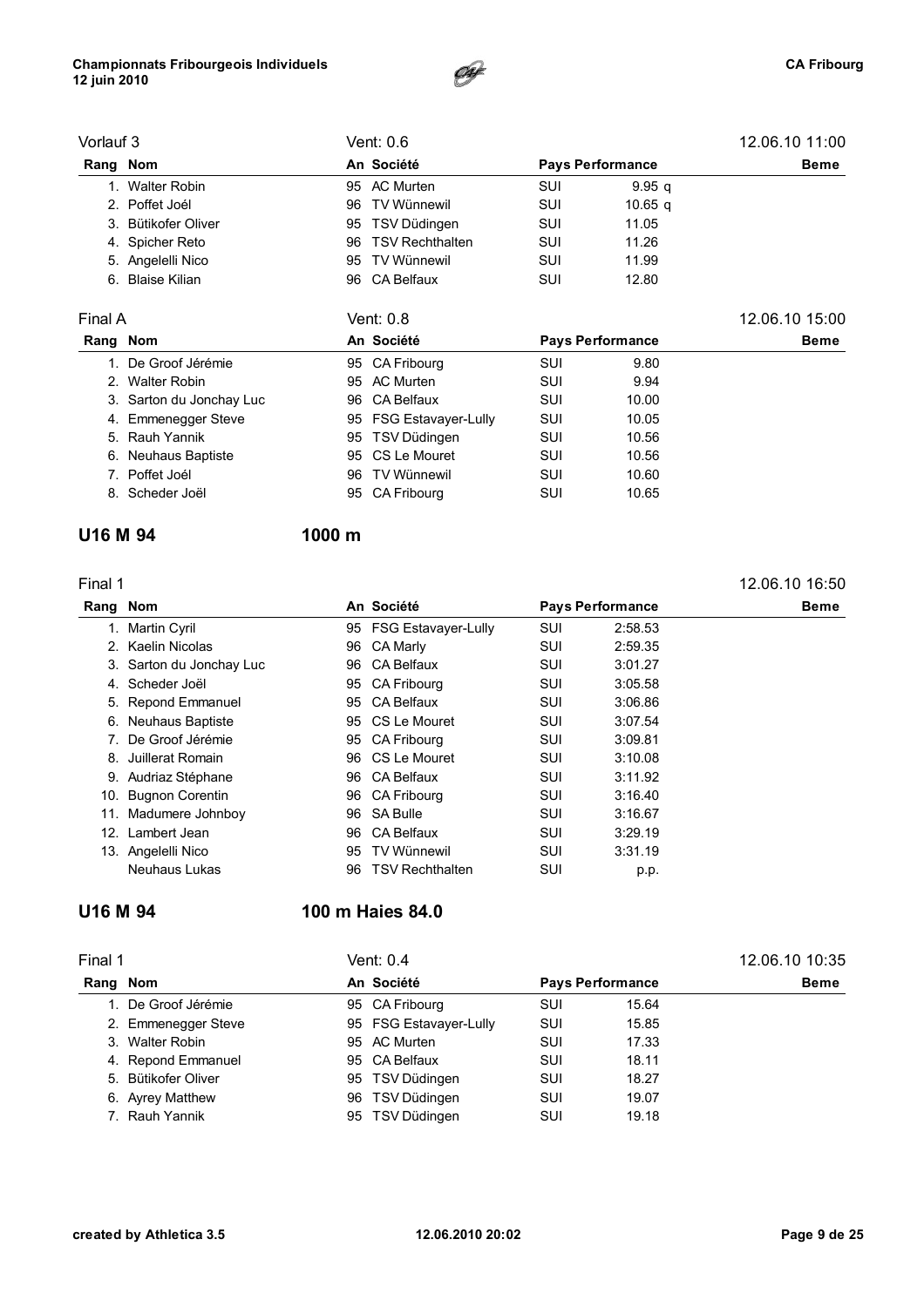Vorlauf 3 — Vent: 0.6 — 12.06.10 11:00

| Rang | Nom | An | Société | Pays | Performance | Beme |
|---|---|---|---|---|---|---|
| 1. | Walter Robin | 95 | AC Murten | SUI | 9.95 q | |
| 2. | Poffet Joél | 96 | TV Wünnewil | SUI | 10.65 q | |
| 3. | Bütikofer Oliver | 95 | TSV Düdingen | SUI | 11.05 | |
| 4. | Spicher Reto | 96 | TSV Rechthalten | SUI | 11.26 | |
| 5. | Angelelli Nico | 95 | TV Wünnewil | SUI | 11.99 | |
| 6. | Blaise Kilian | 96 | CA Belfaux | SUI | 12.80 | |

Final A — Vent: 0.8 — 12.06.10 15:00

| Rang | Nom | An | Société | Pays | Performance | Beme |
|---|---|---|---|---|---|---|
| 1. | De Groof Jérémie | 95 | CA Fribourg | SUI | 9.80 | |
| 2. | Walter Robin | 95 | AC Murten | SUI | 9.94 | |
| 3. | Sarton du Jonchay Luc | 96 | CA Belfaux | SUI | 10.00 | |
| 4. | Emmenegger Steve | 95 | FSG Estavayer-Lully | SUI | 10.05 | |
| 5. | Rauh Yannik | 95 | TSV Düdingen | SUI | 10.56 | |
| 6. | Neuhaus Baptiste | 95 | CS Le Mouret | SUI | 10.56 | |
| 7. | Poffet Joél | 96 | TV Wünnewil | SUI | 10.60 | |
| 8. | Scheder Joël | 95 | CA Fribourg | SUI | 10.65 | |

## U16 M 94 — 1000 m

Final 1 — 12.06.10 16:50

| Rang | Nom | An | Société | Pays | Performance | Beme |
|---|---|---|---|---|---|---|
| 1. | Martin Cyril | 95 | FSG Estavayer-Lully | SUI | 2:58.53 | |
| 2. | Kaelin Nicolas | 96 | CA Marly | SUI | 2:59.35 | |
| 3. | Sarton du Jonchay Luc | 96 | CA Belfaux | SUI | 3:01.27 | |
| 4. | Scheder Joël | 95 | CA Fribourg | SUI | 3:05.58 | |
| 5. | Repond Emmanuel | 95 | CA Belfaux | SUI | 3:06.86 | |
| 6. | Neuhaus Baptiste | 95 | CS Le Mouret | SUI | 3:07.54 | |
| 7. | De Groof Jérémie | 95 | CA Fribourg | SUI | 3:09.81 | |
| 8. | Juillerat Romain | 96 | CS Le Mouret | SUI | 3:10.08 | |
| 9. | Audriaz Stéphane | 96 | CA Belfaux | SUI | 3:11.92 | |
| 10. | Bugnon Corentin | 96 | CA Fribourg | SUI | 3:16.40 | |
| 11. | Madumere Johnboy | 96 | SA Bulle | SUI | 3:16.67 | |
| 12. | Lambert Jean | 96 | CA Belfaux | SUI | 3:29.19 | |
| 13. | Angelelli Nico | 95 | TV Wünnewil | SUI | 3:31.19 | |
| | Neuhaus Lukas | 96 | TSV Rechthalten | SUI | p.p. | |

## U16 M 94 — 100 m Haies 84.0

Final 1 — Vent: 0.4 — 12.06.10 10:35

| Rang | Nom | An | Société | Pays | Performance | Beme |
|---|---|---|---|---|---|---|
| 1. | De Groof Jérémie | 95 | CA Fribourg | SUI | 15.64 | |
| 2. | Emmenegger Steve | 95 | FSG Estavayer-Lully | SUI | 15.85 | |
| 3. | Walter Robin | 95 | AC Murten | SUI | 17.33 | |
| 4. | Repond Emmanuel | 95 | CA Belfaux | SUI | 18.11 | |
| 5. | Bütikofer Oliver | 95 | TSV Düdingen | SUI | 18.27 | |
| 6. | Ayrey Matthew | 96 | TSV Düdingen | SUI | 19.07 | |
| 7. | Rauh Yannik | 95 | TSV Düdingen | SUI | 19.18 | |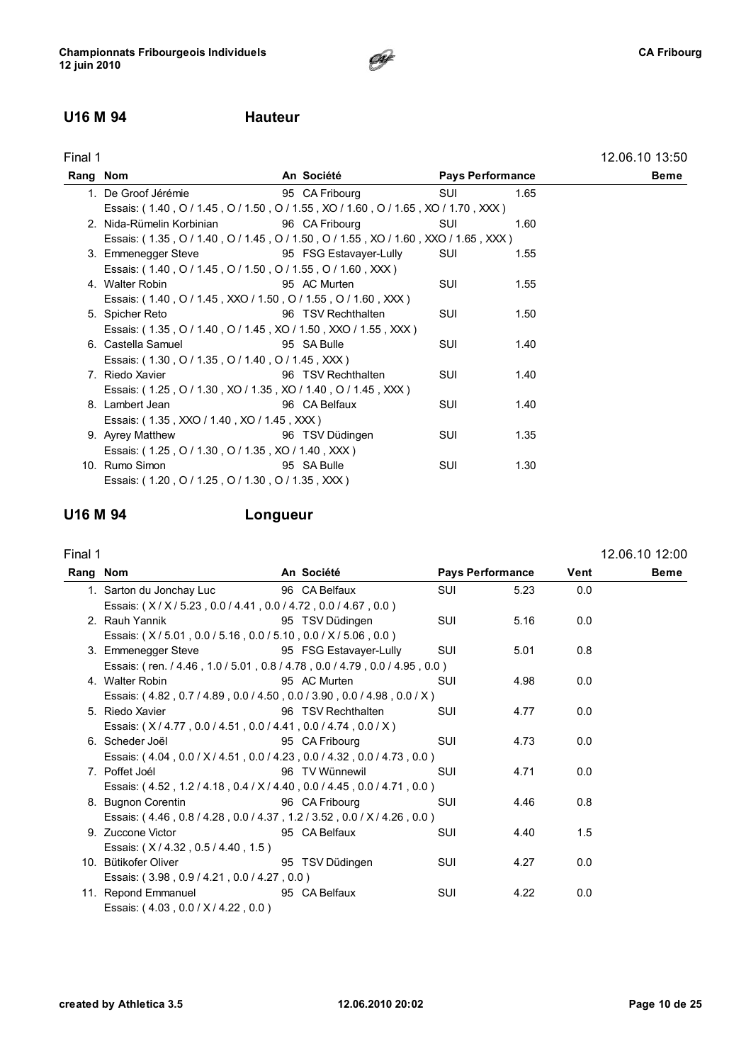## U16 M 94 — Hauteur

Final 1 — 12.06.10 13:50

| Rang | Nom | An | Société | Pays | Performance | Beme |
|---|---|---|---|---|---|---|
| 1. | De Groof Jérémie | 95 | CA Fribourg | SUI | 1.65 | |
| | Essais: ( 1.40 , O / 1.45 , O / 1.50 , O / 1.55 , XO / 1.60 , O / 1.65 , XO / 1.70 , XXX ) | | | | | |
| 2. | Nida-Rümelin Korbinian | 96 | CA Fribourg | SUI | 1.60 | |
| | Essais: ( 1.35 , O / 1.40 , O / 1.45 , O / 1.50 , O / 1.55 , XO / 1.60 , XXO / 1.65 , XXX ) | | | | | |
| 3. | Emmenegger Steve | 95 | FSG Estavayer-Lully | SUI | 1.55 | |
| | Essais: ( 1.40 , O / 1.45 , O / 1.50 , O / 1.55 , O / 1.60 , XXX ) | | | | | |
| 4. | Walter Robin | 95 | AC Murten | SUI | 1.55 | |
| | Essais: ( 1.40 , O / 1.45 , XXO / 1.50 , O / 1.55 , O / 1.60 , XXX ) | | | | | |
| 5. | Spicher Reto | 96 | TSV Rechthalten | SUI | 1.50 | |
| | Essais: ( 1.35 , O / 1.40 , O / 1.45 , XO / 1.50 , XXO / 1.55 , XXX ) | | | | | |
| 6. | Castella Samuel | 95 | SA Bulle | SUI | 1.40 | |
| | Essais: ( 1.30 , O / 1.35 , O / 1.40 , O / 1.45 , XXX ) | | | | | |
| 7. | Riedo Xavier | 96 | TSV Rechthalten | SUI | 1.40 | |
| | Essais: ( 1.25 , O / 1.30 , XO / 1.35 , XO / 1.40 , O / 1.45 , XXX ) | | | | | |
| 8. | Lambert Jean | 96 | CA Belfaux | SUI | 1.40 | |
| | Essais: ( 1.35 , XXO / 1.40 , XO / 1.45 , XXX ) | | | | | |
| 9. | Ayrey Matthew | 96 | TSV Düdingen | SUI | 1.35 | |
| | Essais: ( 1.25 , O / 1.30 , O / 1.35 , XO / 1.40 , XXX ) | | | | | |
| 10. | Rumo Simon | 95 | SA Bulle | SUI | 1.30 | |
| | Essais: ( 1.20 , O / 1.25 , O / 1.30 , O / 1.35 , XXX ) | | | | | |

## U16 M 94 — Longueur

Final 1 — 12.06.10 12:00

| Rang | Nom | An | Société | Pays | Performance | Vent | Beme |
|---|---|---|---|---|---|---|---|
| 1. | Sarton du Jonchay Luc | 96 | CA Belfaux | SUI | 5.23 | 0.0 | |
| | Essais: ( X / X / 5.23 , 0.0 / 4.41 , 0.0 / 4.72 , 0.0 / 4.67 , 0.0 ) | | | | | | |
| 2. | Rauh Yannik | 95 | TSV Düdingen | SUI | 5.16 | 0.0 | |
| | Essais: ( X / 5.01 , 0.0 / 5.16 , 0.0 / 5.10 , 0.0 / X / 5.06 , 0.0 ) | | | | | | |
| 3. | Emmenegger Steve | 95 | FSG Estavayer-Lully | SUI | 5.01 | 0.8 | |
| | Essais: ( ren. / 4.46 , 1.0 / 5.01 , 0.8 / 4.78 , 0.0 / 4.79 , 0.0 / 4.95 , 0.0 ) | | | | | | |
| 4. | Walter Robin | 95 | AC Murten | SUI | 4.98 | 0.0 | |
| | Essais: ( 4.82 , 0.7 / 4.89 , 0.0 / 4.50 , 0.0 / 3.90 , 0.0 / 4.98 , 0.0 / X ) | | | | | | |
| 5. | Riedo Xavier | 96 | TSV Rechthalten | SUI | 4.77 | 0.0 | |
| | Essais: ( X / 4.77 , 0.0 / 4.51 , 0.0 / 4.41 , 0.0 / 4.74 , 0.0 / X ) | | | | | | |
| 6. | Scheder Joël | 95 | CA Fribourg | SUI | 4.73 | 0.0 | |
| | Essais: ( 4.04 , 0.0 / X / 4.51 , 0.0 / 4.23 , 0.0 / 4.32 , 0.0 / 4.73 , 0.0 ) | | | | | | |
| 7. | Poffet Joél | 96 | TV Wünnewil | SUI | 4.71 | 0.0 | |
| | Essais: ( 4.52 , 1.2 / 4.18 , 0.4 / X / 4.40 , 0.0 / 4.45 , 0.0 / 4.71 , 0.0 ) | | | | | | |
| 8. | Bugnon Corentin | 96 | CA Fribourg | SUI | 4.46 | 0.8 | |
| | Essais: ( 4.46 , 0.8 / 4.28 , 0.0 / 4.37 , 1.2 / 3.52 , 0.0 / X / 4.26 , 0.0 ) | | | | | | |
| 9. | Zuccone Victor | 95 | CA Belfaux | SUI | 4.40 | 1.5 | |
| | Essais: ( X / 4.32 , 0.5 / 4.40 , 1.5 ) | | | | | | |
| 10. | Bütikofer Oliver | 95 | TSV Düdingen | SUI | 4.27 | 0.0 | |
| | Essais: ( 3.98 , 0.9 / 4.21 , 0.0 / 4.27 , 0.0 ) | | | | | | |
| 11. | Repond Emmanuel | 95 | CA Belfaux | SUI | 4.22 | 0.0 | |
| | Essais: ( 4.03 , 0.0 / X / 4.22 , 0.0 ) | | | | | | |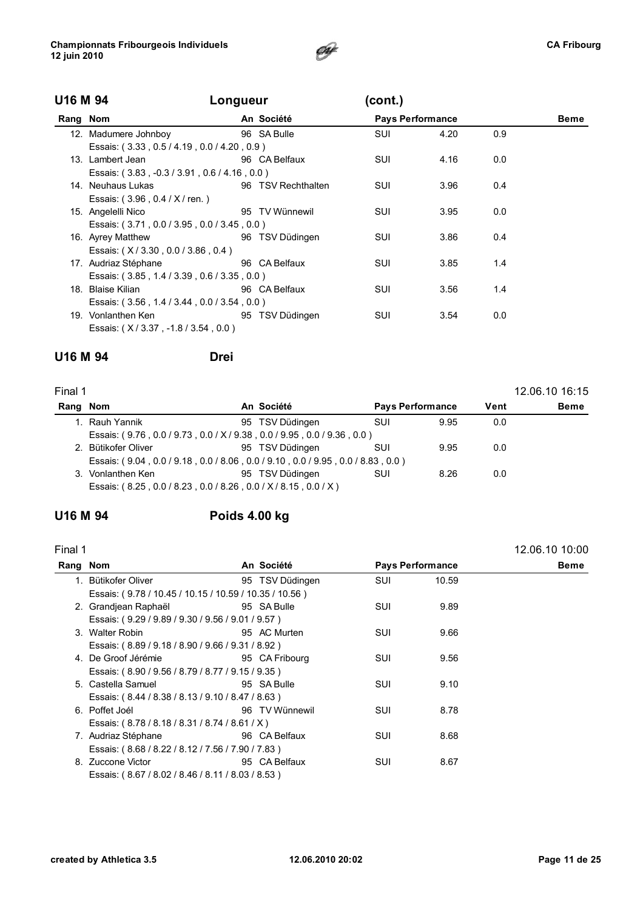## U16 M 94 — Longueur (cont.)

| Rang | Nom | An | Société | Pays | Performance | | Beme |
|---|---|---|---|---|---|---|---|
| 12. | Madumere Johnboy | 96 | SA Bulle | SUI | 4.20 | 0.9 | |
| | Essais: ( 3.33 , 0.5 / 4.19 , 0.0 / 4.20 , 0.9 ) | | | | | | |
| 13. | Lambert Jean | 96 | CA Belfaux | SUI | 4.16 | 0.0 | |
| | Essais: ( 3.83 , -0.3 / 3.91 , 0.6 / 4.16 , 0.0 ) | | | | | | |
| 14. | Neuhaus Lukas | 96 | TSV Rechthalten | SUI | 3.96 | 0.4 | |
| | Essais: ( 3.96 , 0.4 / X / ren. ) | | | | | | |
| 15. | Angelelli Nico | 95 | TV Wünnewil | SUI | 3.95 | 0.0 | |
| | Essais: ( 3.71 , 0.0 / 3.95 , 0.0 / 3.45 , 0.0 ) | | | | | | |
| 16. | Ayrey Matthew | 96 | TSV Düdingen | SUI | 3.86 | 0.4 | |
| | Essais: ( X / 3.30 , 0.0 / 3.86 , 0.4 ) | | | | | | |
| 17. | Audriaz Stéphane | 96 | CA Belfaux | SUI | 3.85 | 1.4 | |
| | Essais: ( 3.85 , 1.4 / 3.39 , 0.6 / 3.35 , 0.0 ) | | | | | | |
| 18. | Blaise Kilian | 96 | CA Belfaux | SUI | 3.56 | 1.4 | |
| | Essais: ( 3.56 , 1.4 / 3.44 , 0.0 / 3.54 , 0.0 ) | | | | | | |
| 19. | Vonlanthen Ken | 95 | TSV Düdingen | SUI | 3.54 | 0.0 | |
| | Essais: ( X / 3.37 , -1.8 / 3.54 , 0.0 ) | | | | | | |

## U16 M 94 — Drei

Final 1 — 12.06.10 16:15

| Rang | Nom | An | Société | Pays | Performance | Vent | Beme |
|---|---|---|---|---|---|---|---|
| 1. | Rauh Yannik | 95 | TSV Düdingen | SUI | 9.95 | 0.0 | |
| | Essais: ( 9.76 , 0.0 / 9.73 , 0.0 / X / 9.38 , 0.0 / 9.95 , 0.0 / 9.36 , 0.0 ) | | | | | | |
| 2. | Bütikofer Oliver | 95 | TSV Düdingen | SUI | 9.95 | 0.0 | |
| | Essais: ( 9.04 , 0.0 / 9.18 , 0.0 / 8.06 , 0.0 / 9.10 , 0.0 / 9.95 , 0.0 / 8.83 , 0.0 ) | | | | | | |
| 3. | Vonlanthen Ken | 95 | TSV Düdingen | SUI | 8.26 | 0.0 | |
| | Essais: ( 8.25 , 0.0 / 8.23 , 0.0 / 8.26 , 0.0 / X / 8.15 , 0.0 / X ) | | | | | | |

## U16 M 94 — Poids 4.00 kg

Final 1 — 12.06.10 10:00

| Rang | Nom | An | Société | Pays | Performance | Beme |
|---|---|---|---|---|---|---|
| 1. | Bütikofer Oliver | 95 | TSV Düdingen | SUI | 10.59 | |
| | Essais: ( 9.78 / 10.45 / 10.15 / 10.59 / 10.35 / 10.56 ) | | | | | |
| 2. | Grandjean Raphaël | 95 | SA Bulle | SUI | 9.89 | |
| | Essais: ( 9.29 / 9.89 / 9.30 / 9.56 / 9.01 / 9.57 ) | | | | | |
| 3. | Walter Robin | 95 | AC Murten | SUI | 9.66 | |
| | Essais: ( 8.89 / 9.18 / 8.90 / 9.66 / 9.31 / 8.92 ) | | | | | |
| 4. | De Groof Jérémie | 95 | CA Fribourg | SUI | 9.56 | |
| | Essais: ( 8.90 / 9.56 / 8.79 / 8.77 / 9.15 / 9.35 ) | | | | | |
| 5. | Castella Samuel | 95 | SA Bulle | SUI | 9.10 | |
| | Essais: ( 8.44 / 8.38 / 8.13 / 9.10 / 8.47 / 8.63 ) | | | | | |
| 6. | Poffet Joél | 96 | TV Wünnewil | SUI | 8.78 | |
| | Essais: ( 8.78 / 8.18 / 8.31 / 8.74 / 8.61 / X ) | | | | | |
| 7. | Audriaz Stéphane | 96 | CA Belfaux | SUI | 8.68 | |
| | Essais: ( 8.68 / 8.22 / 8.12 / 7.56 / 7.90 / 7.83 ) | | | | | |
| 8. | Zuccone Victor | 95 | CA Belfaux | SUI | 8.67 | |
| | Essais: ( 8.67 / 8.02 / 8.46 / 8.11 / 8.03 / 8.53 ) | | | | | |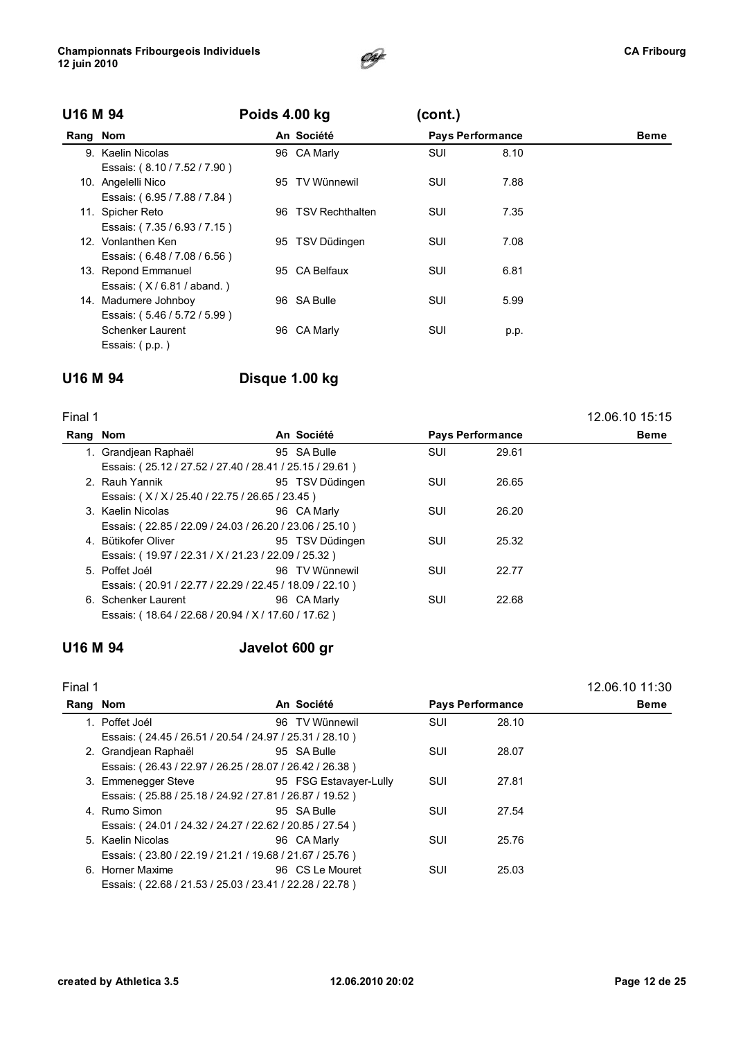## U16 M 94 — Poids 4.00 kg (cont.)

| Rang | Nom | An | Société | Pays | Performance | Beme |
|---|---|---|---|---|---|---|
| 9. | Kaelin Nicolas<br>Essais: ( 8.10 / 7.52 / 7.90 ) | 96 | CA Marly | SUI | 8.10 | |
| 10. | Angelelli Nico<br>Essais: ( 6.95 / 7.88 / 7.84 ) | 95 | TV Wünnewil | SUI | 7.88 | |
| 11. | Spicher Reto<br>Essais: ( 7.35 / 6.93 / 7.15 ) | 96 | TSV Rechthalten | SUI | 7.35 | |
| 12. | Vonlanthen Ken<br>Essais: ( 6.48 / 7.08 / 6.56 ) | 95 | TSV Düdingen | SUI | 7.08 | |
| 13. | Repond Emmanuel<br>Essais: ( X / 6.81 / aband. ) | 95 | CA Belfaux | SUI | 6.81 | |
| 14. | Madumere Johnboy<br>Essais: ( 5.46 / 5.72 / 5.99 ) | 96 | SA Bulle | SUI | 5.99 | |
| | Schenker Laurent<br>Essais: ( p.p. ) | 96 | CA Marly | SUI | p.p. | |

## U16 M 94 — Disque 1.00 kg

Final 1 — 12.06.10 15:15

| Rang | Nom | An | Société | Pays | Performance | Beme |
|---|---|---|---|---|---|---|
| 1. | Grandjean Raphaël<br>Essais: ( 25.12 / 27.52 / 27.40 / 28.41 / 25.15 / 29.61 ) | 95 | SA Bulle | SUI | 29.61 | |
| 2. | Rauh Yannik<br>Essais: ( X / X / 25.40 / 22.75 / 26.65 / 23.45 ) | 95 | TSV Düdingen | SUI | 26.65 | |
| 3. | Kaelin Nicolas<br>Essais: ( 22.85 / 22.09 / 24.03 / 26.20 / 23.06 / 25.10 ) | 96 | CA Marly | SUI | 26.20 | |
| 4. | Bütikofer Oliver<br>Essais: ( 19.97 / 22.31 / X / 21.23 / 22.09 / 25.32 ) | 95 | TSV Düdingen | SUI | 25.32 | |
| 5. | Poffet Joél<br>Essais: ( 20.91 / 22.77 / 22.29 / 22.45 / 18.09 / 22.10 ) | 96 | TV Wünnewil | SUI | 22.77 | |
| 6. | Schenker Laurent<br>Essais: ( 18.64 / 22.68 / 20.94 / X / 17.60 / 17.62 ) | 96 | CA Marly | SUI | 22.68 | |

## U16 M 94 — Javelot 600 gr

Final 1 — 12.06.10 11:30

| Rang | Nom | An | Société | Pays | Performance | Beme |
|---|---|---|---|---|---|---|
| 1. | Poffet Joél<br>Essais: ( 24.45 / 26.51 / 20.54 / 24.97 / 25.31 / 28.10 ) | 96 | TV Wünnewil | SUI | 28.10 | |
| 2. | Grandjean Raphaël<br>Essais: ( 26.43 / 22.97 / 26.25 / 28.07 / 26.42 / 26.38 ) | 95 | SA Bulle | SUI | 28.07 | |
| 3. | Emmenegger Steve<br>Essais: ( 25.88 / 25.18 / 24.92 / 27.81 / 26.87 / 19.52 ) | 95 | FSG Estavayer-Lully | SUI | 27.81 | |
| 4. | Rumo Simon<br>Essais: ( 24.01 / 24.32 / 24.27 / 22.62 / 20.85 / 27.54 ) | 95 | SA Bulle | SUI | 27.54 | |
| 5. | Kaelin Nicolas<br>Essais: ( 23.80 / 22.19 / 21.21 / 19.68 / 21.67 / 25.76 ) | 96 | CA Marly | SUI | 25.76 | |
| 6. | Horner Maxime<br>Essais: ( 22.68 / 21.53 / 25.03 / 23.41 / 22.28 / 22.78 ) | 96 | CS Le Mouret | SUI | 25.03 | |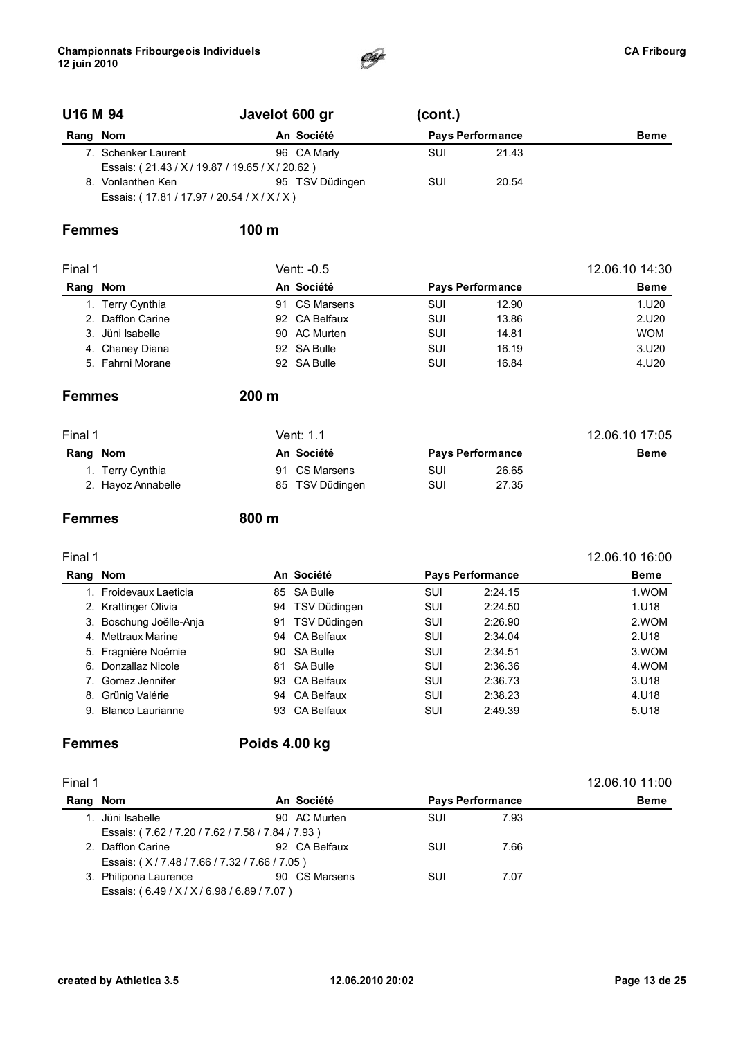## U16 M 94 — Javelot 600 gr (cont.)

| Rang | Nom | An | Société | Pays | Performance | Beme |
|---|---|---|---|---|---|---|
| 7. | Schenker Laurent | 96 | CA Marly | SUI | 21.43 | |
| | Essais: ( 21.43 / X / 19.87 / 19.65 / X / 20.62 ) | | | | | |
| 8. | Vonlanthen Ken | 95 | TSV Düdingen | SUI | 20.54 | |
| | Essais: ( 17.81 / 17.97 / 20.54 / X / X / X ) | | | | | |

## Femmes — 100 m

Final 1 — Vent: -0.5 — 12.06.10 14:30

| Rang | Nom | An | Société | Pays | Performance | Beme |
|---|---|---|---|---|---|---|
| 1. | Terry Cynthia | 91 | CS Marsens | SUI | 12.90 | 1.U20 |
| 2. | Dafflon Carine | 92 | CA Belfaux | SUI | 13.86 | 2.U20 |
| 3. | Jüni Isabelle | 90 | AC Murten | SUI | 14.81 | WOM |
| 4. | Chaney Diana | 92 | SA Bulle | SUI | 16.19 | 3.U20 |
| 5. | Fahrni Morane | 92 | SA Bulle | SUI | 16.84 | 4.U20 |

## Femmes — 200 m

Final 1 — Vent: 1.1 — 12.06.10 17:05

| Rang | Nom | An | Société | Pays | Performance | Beme |
|---|---|---|---|---|---|---|
| 1. | Terry Cynthia | 91 | CS Marsens | SUI | 26.65 | |
| 2. | Hayoz Annabelle | 85 | TSV Düdingen | SUI | 27.35 | |

## Femmes — 800 m

Final 1 — 12.06.10 16:00

| Rang | Nom | An | Société | Pays | Performance | Beme |
|---|---|---|---|---|---|---|
| 1. | Froidevaux Laeticia | 85 | SA Bulle | SUI | 2:24.15 | 1.WOM |
| 2. | Krattinger Olivia | 94 | TSV Düdingen | SUI | 2:24.50 | 1.U18 |
| 3. | Boschung Joëlle-Anja | 91 | TSV Düdingen | SUI | 2:26.90 | 2.WOM |
| 4. | Mettraux Marine | 94 | CA Belfaux | SUI | 2:34.04 | 2.U18 |
| 5. | Fragnière Noémie | 90 | SA Bulle | SUI | 2:34.51 | 3.WOM |
| 6. | Donzallaz Nicole | 81 | SA Bulle | SUI | 2:36.36 | 4.WOM |
| 7. | Gomez Jennifer | 93 | CA Belfaux | SUI | 2:36.73 | 3.U18 |
| 8. | Grünig Valérie | 94 | CA Belfaux | SUI | 2:38.23 | 4.U18 |
| 9. | Blanco Laurianne | 93 | CA Belfaux | SUI | 2:49.39 | 5.U18 |

## Femmes — Poids 4.00 kg

Final 1 — 12.06.10 11:00

| Rang | Nom | An | Société | Pays | Performance | Beme |
|---|---|---|---|---|---|---|
| 1. | Jüni Isabelle | 90 | AC Murten | SUI | 7.93 | |
| | Essais: ( 7.62 / 7.20 / 7.62 / 7.58 / 7.84 / 7.93 ) | | | | | |
| 2. | Dafflon Carine | 92 | CA Belfaux | SUI | 7.66 | |
| | Essais: ( X / 7.48 / 7.66 / 7.32 / 7.66 / 7.05 ) | | | | | |
| 3. | Philipona Laurence | 90 | CS Marsens | SUI | 7.07 | |
| | Essais: ( 6.49 / X / X / 6.98 / 6.89 / 7.07 ) | | | | | |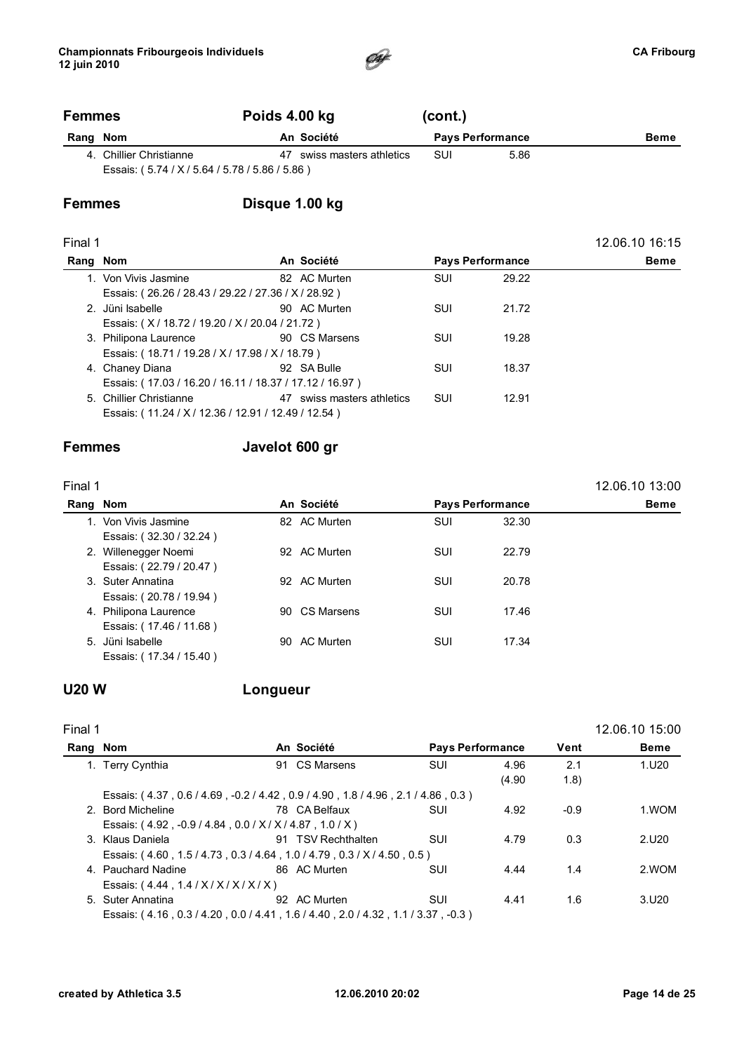## Femmes — Poids 4.00 kg (cont.)

| Rang | Nom | An | Société | Pays | Performance | Beme |
|---|---|---|---|---|---|---|
| 4. | Chillier Christianne | 47 | swiss masters athletics | SUI | 5.86 | |
| | Essais: ( 5.74 / X / 5.64 / 5.78 / 5.86 / 5.86 ) | | | | | |

## Femmes — Disque 1.00 kg

Final 1 — 12.06.10 16:15

| Rang | Nom | An | Société | Pays | Performance | Beme |
|---|---|---|---|---|---|---|
| 1. | Von Vivis Jasmine | 82 | AC Murten | SUI | 29.22 | |
| | Essais: ( 26.26 / 28.43 / 29.22 / 27.36 / X / 28.92 ) | | | | | |
| 2. | Jüni Isabelle | 90 | AC Murten | SUI | 21.72 | |
| | Essais: ( X / 18.72 / 19.20 / X / 20.04 / 21.72 ) | | | | | |
| 3. | Philipona Laurence | 90 | CS Marsens | SUI | 19.28 | |
| | Essais: ( 18.71 / 19.28 / X / 17.98 / X / 18.79 ) | | | | | |
| 4. | Chaney Diana | 92 | SA Bulle | SUI | 18.37 | |
| | Essais: ( 17.03 / 16.20 / 16.11 / 18.37 / 17.12 / 16.97 ) | | | | | |
| 5. | Chillier Christianne | 47 | swiss masters athletics | SUI | 12.91 | |
| | Essais: ( 11.24 / X / 12.36 / 12.91 / 12.49 / 12.54 ) | | | | | |

## Femmes — Javelot 600 gr

Final 1 — 12.06.10 13:00

| Rang | Nom | An | Société | Pays | Performance | Beme |
|---|---|---|---|---|---|---|
| 1. | Von Vivis Jasmine | 82 | AC Murten | SUI | 32.30 | |
| | Essais: ( 32.30 / 32.24 ) | | | | | |
| 2. | Willenegger Noemi | 92 | AC Murten | SUI | 22.79 | |
| | Essais: ( 22.79 / 20.47 ) | | | | | |
| 3. | Suter Annatina | 92 | AC Murten | SUI | 20.78 | |
| | Essais: ( 20.78 / 19.94 ) | | | | | |
| 4. | Philipona Laurence | 90 | CS Marsens | SUI | 17.46 | |
| | Essais: ( 17.46 / 11.68 ) | | | | | |
| 5. | Jüni Isabelle | 90 | AC Murten | SUI | 17.34 | |
| | Essais: ( 17.34 / 15.40 ) | | | | | |

## U20 W — Longueur

Final 1 — 12.06.10 15:00

| Rang | Nom | An | Société | Pays | Performance | Vent | Beme |
|---|---|---|---|---|---|---|---|
| 1. | Terry Cynthia | 91 | CS Marsens | SUI | 4.96 (4.90 | 2.1 1.8) | 1.U20 |
| | Essais: ( 4.37 , 0.6 / 4.69 , -0.2 / 4.42 , 0.9 / 4.90 , 1.8 / 4.96 , 2.1 / 4.86 , 0.3 ) | | | | | | |
| 2. | Bord Micheline | 78 | CA Belfaux | SUI | 4.92 | -0.9 | 1.WOM |
| | Essais: ( 4.92 , -0.9 / 4.84 , 0.0 / X / X / 4.87 , 1.0 / X ) | | | | | | |
| 3. | Klaus Daniela | 91 | TSV Rechthalten | SUI | 4.79 | 0.3 | 2.U20 |
| | Essais: ( 4.60 , 1.5 / 4.73 , 0.3 / 4.64 , 1.0 / 4.79 , 0.3 / X / 4.50 , 0.5 ) | | | | | | |
| 4. | Pauchard Nadine | 86 | AC Murten | SUI | 4.44 | 1.4 | 2.WOM |
| | Essais: ( 4.44 , 1.4 / X / X / X / X / X ) | | | | | | |
| 5. | Suter Annatina | 92 | AC Murten | SUI | 4.41 | 1.6 | 3.U20 |
| | Essais: ( 4.16 , 0.3 / 4.20 , 0.0 / 4.41 , 1.6 / 4.40 , 2.0 / 4.32 , 1.1 / 3.37 , -0.3 ) | | | | | | |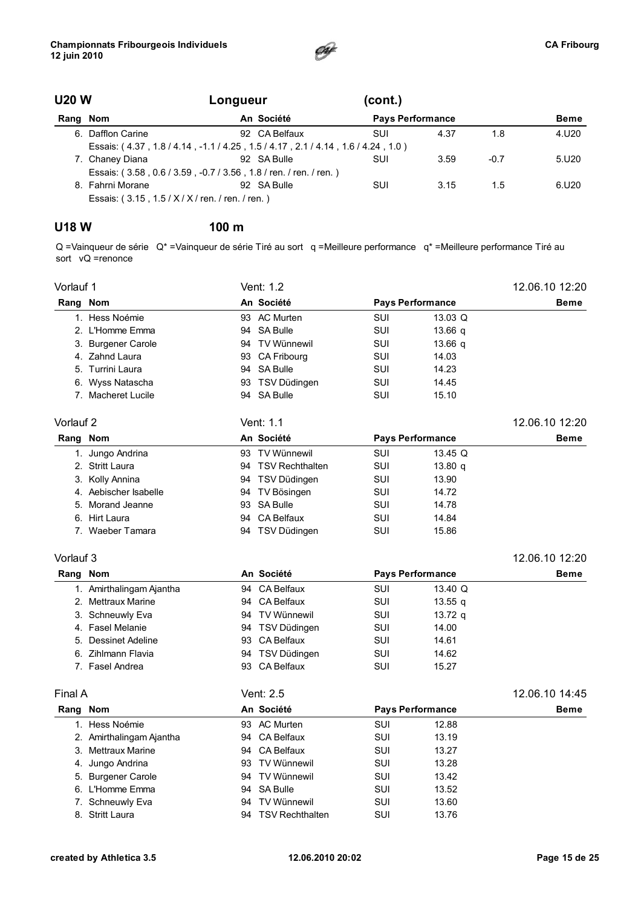## U20 W Longueur (cont.)

| Rang | Nom | An | Société | Pays | Performance | | Beme |
|---|---|---|---|---|---|---|---|
| 6. | Dafflon Carine | 92 | CA Belfaux | SUI | 4.37 | 1.8 | 4.U20 |
| | Essais: ( 4.37 , 1.8 / 4.14 , -1.1 / 4.25 , 1.5 / 4.17 , 2.1 / 4.14 , 1.6 / 4.24 , 1.0 ) | | | | | | |
| 7. | Chaney Diana | 92 | SA Bulle | SUI | 3.59 | -0.7 | 5.U20 |
| | Essais: ( 3.58 , 0.6 / 3.59 , -0.7 / 3.56 , 1.8 / ren. / ren. / ren. ) | | | | | | |
| 8. | Fahrni Morane | 92 | SA Bulle | SUI | 3.15 | 1.5 | 6.U20 |
| | Essais: ( 3.15 , 1.5 / X / X / ren. / ren. / ren. ) | | | | | | |

## U18 W 100 m

Q =Vainqueur de série Q* =Vainqueur de série Tiré au sort q =Meilleure performance q* =Meilleure performance Tiré au sort vQ =renonce

### Vorlauf 1 — Vent: 1.2 — 12.06.10 12:20

| Rang | Nom | An | Société | Pays | Performance | Beme |
|---|---|---|---|---|---|---|
| 1. | Hess Noémie | 93 | AC Murten | SUI | 13.03 Q | |
| 2. | L'Homme Emma | 94 | SA Bulle | SUI | 13.66 q | |
| 3. | Burgener Carole | 94 | TV Wünnewil | SUI | 13.66 q | |
| 4. | Zahnd Laura | 93 | CA Fribourg | SUI | 14.03 | |
| 5. | Turrini Laura | 94 | SA Bulle | SUI | 14.23 | |
| 6. | Wyss Natascha | 93 | TSV Düdingen | SUI | 14.45 | |
| 7. | Macheret Lucile | 94 | SA Bulle | SUI | 15.10 | |

### Vorlauf 2 — Vent: 1.1 — 12.06.10 12:20

| Rang | Nom | An | Société | Pays | Performance | Beme |
|---|---|---|---|---|---|---|
| 1. | Jungo Andrina | 93 | TV Wünnewil | SUI | 13.45 Q | |
| 2. | Stritt Laura | 94 | TSV Rechthalten | SUI | 13.80 q | |
| 3. | Kolly Annina | 94 | TSV Düdingen | SUI | 13.90 | |
| 4. | Aebischer Isabelle | 94 | TV Bösingen | SUI | 14.72 | |
| 5. | Morand Jeanne | 93 | SA Bulle | SUI | 14.78 | |
| 6. | Hirt Laura | 94 | CA Belfaux | SUI | 14.84 | |
| 7. | Waeber Tamara | 94 | TSV Düdingen | SUI | 15.86 | |

### Vorlauf 3 — 12.06.10 12:20

| Rang | Nom | An | Société | Pays | Performance | Beme |
|---|---|---|---|---|---|---|
| 1. | Amirthalingam Ajantha | 94 | CA Belfaux | SUI | 13.40 Q | |
| 2. | Mettraux Marine | 94 | CA Belfaux | SUI | 13.55 q | |
| 3. | Schneuwly Eva | 94 | TV Wünnewil | SUI | 13.72 q | |
| 4. | Fasel Melanie | 94 | TSV Düdingen | SUI | 14.00 | |
| 5. | Dessinet Adeline | 93 | CA Belfaux | SUI | 14.61 | |
| 6. | Zihlmann Flavia | 94 | TSV Düdingen | SUI | 14.62 | |
| 7. | Fasel Andrea | 93 | CA Belfaux | SUI | 15.27 | |

### Final A — Vent: 2.5 — 12.06.10 14:45

| Rang | Nom | An | Société | Pays | Performance | Beme |
|---|---|---|---|---|---|---|
| 1. | Hess Noémie | 93 | AC Murten | SUI | 12.88 | |
| 2. | Amirthalingam Ajantha | 94 | CA Belfaux | SUI | 13.19 | |
| 3. | Mettraux Marine | 94 | CA Belfaux | SUI | 13.27 | |
| 4. | Jungo Andrina | 93 | TV Wünnewil | SUI | 13.28 | |
| 5. | Burgener Carole | 94 | TV Wünnewil | SUI | 13.42 | |
| 6. | L'Homme Emma | 94 | SA Bulle | SUI | 13.52 | |
| 7. | Schneuwly Eva | 94 | TV Wünnewil | SUI | 13.60 | |
| 8. | Stritt Laura | 94 | TSV Rechthalten | SUI | 13.76 | |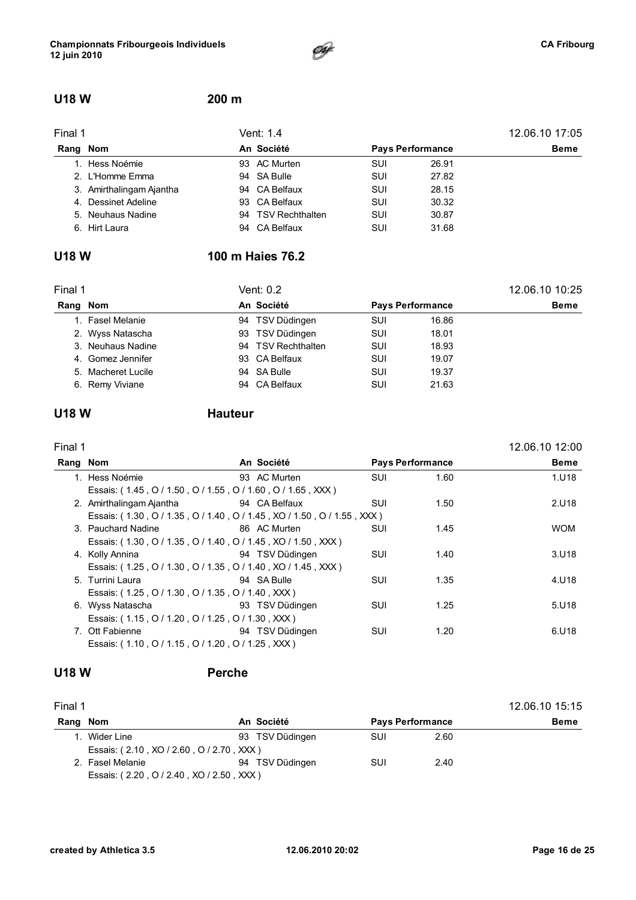## U18 W 200 m

Final 1 — Vent: 1.4 — 12.06.10 17:05

| Rang | Nom | An | Société | Pays | Performance | Beme |
|---|---|---|---|---|---|---|
| 1. | Hess Noémie | 93 | AC Murten | SUI | 26.91 | |
| 2. | L'Homme Emma | 94 | SA Bulle | SUI | 27.82 | |
| 3. | Amirthalingam Ajantha | 94 | CA Belfaux | SUI | 28.15 | |
| 4. | Dessinet Adeline | 93 | CA Belfaux | SUI | 30.32 | |
| 5. | Neuhaus Nadine | 94 | TSV Rechthalten | SUI | 30.87 | |
| 6. | Hirt Laura | 94 | CA Belfaux | SUI | 31.68 | |

## U18 W 100 m Haies 76.2

Final 1 — Vent: 0.2 — 12.06.10 10:25

| Rang | Nom | An | Société | Pays | Performance | Beme |
|---|---|---|---|---|---|---|
| 1. | Fasel Melanie | 94 | TSV Düdingen | SUI | 16.86 | |
| 2. | Wyss Natascha | 93 | TSV Düdingen | SUI | 18.01 | |
| 3. | Neuhaus Nadine | 94 | TSV Rechthalten | SUI | 18.93 | |
| 4. | Gomez Jennifer | 93 | CA Belfaux | SUI | 19.07 | |
| 5. | Macheret Lucile | 94 | SA Bulle | SUI | 19.37 | |
| 6. | Remy Viviane | 94 | CA Belfaux | SUI | 21.63 | |

## U18 W Hauteur

Final 1 — 12.06.10 12:00

| Rang | Nom | An | Société | Pays | Performance | Beme |
|---|---|---|---|---|---|---|
| 1. | Hess Noémie | 93 | AC Murten | SUI | 1.60 | 1.U18 |
| | Essais: ( 1.45 , O / 1.50 , O / 1.55 , O / 1.60 , O / 1.65 , XXX ) | | | | | |
| 2. | Amirthalingam Ajantha | 94 | CA Belfaux | SUI | 1.50 | 2.U18 |
| | Essais: ( 1.30 , O / 1.35 , O / 1.40 , O / 1.45 , XO / 1.50 , O / 1.55 , XXX ) | | | | | |
| 3. | Pauchard Nadine | 86 | AC Murten | SUI | 1.45 | WOM |
| | Essais: ( 1.30 , O / 1.35 , O / 1.40 , O / 1.45 , XO / 1.50 , XXX ) | | | | | |
| 4. | Kolly Annina | 94 | TSV Düdingen | SUI | 1.40 | 3.U18 |
| | Essais: ( 1.25 , O / 1.30 , O / 1.35 , O / 1.40 , XO / 1.45 , XXX ) | | | | | |
| 5. | Turrini Laura | 94 | SA Bulle | SUI | 1.35 | 4.U18 |
| | Essais: ( 1.25 , O / 1.30 , O / 1.35 , O / 1.40 , XXX ) | | | | | |
| 6. | Wyss Natascha | 93 | TSV Düdingen | SUI | 1.25 | 5.U18 |
| | Essais: ( 1.15 , O / 1.20 , O / 1.25 , O / 1.30 , XXX ) | | | | | |
| 7. | Ott Fabienne | 94 | TSV Düdingen | SUI | 1.20 | 6.U18 |
| | Essais: ( 1.10 , O / 1.15 , O / 1.20 , O / 1.25 , XXX ) | | | | | |

## U18 W Perche

Final 1 — 12.06.10 15:15

| Rang | Nom | An | Société | Pays | Performance | Beme |
|---|---|---|---|---|---|---|
| 1. | Wider Line | 93 | TSV Düdingen | SUI | 2.60 | |
| | Essais: ( 2.10 , XO / 2.60 , O / 2.70 , XXX ) | | | | | |
| 2. | Fasel Melanie | 94 | TSV Düdingen | SUI | 2.40 | |
| | Essais: ( 2.20 , O / 2.40 , XO / 2.50 , XXX ) | | | | | |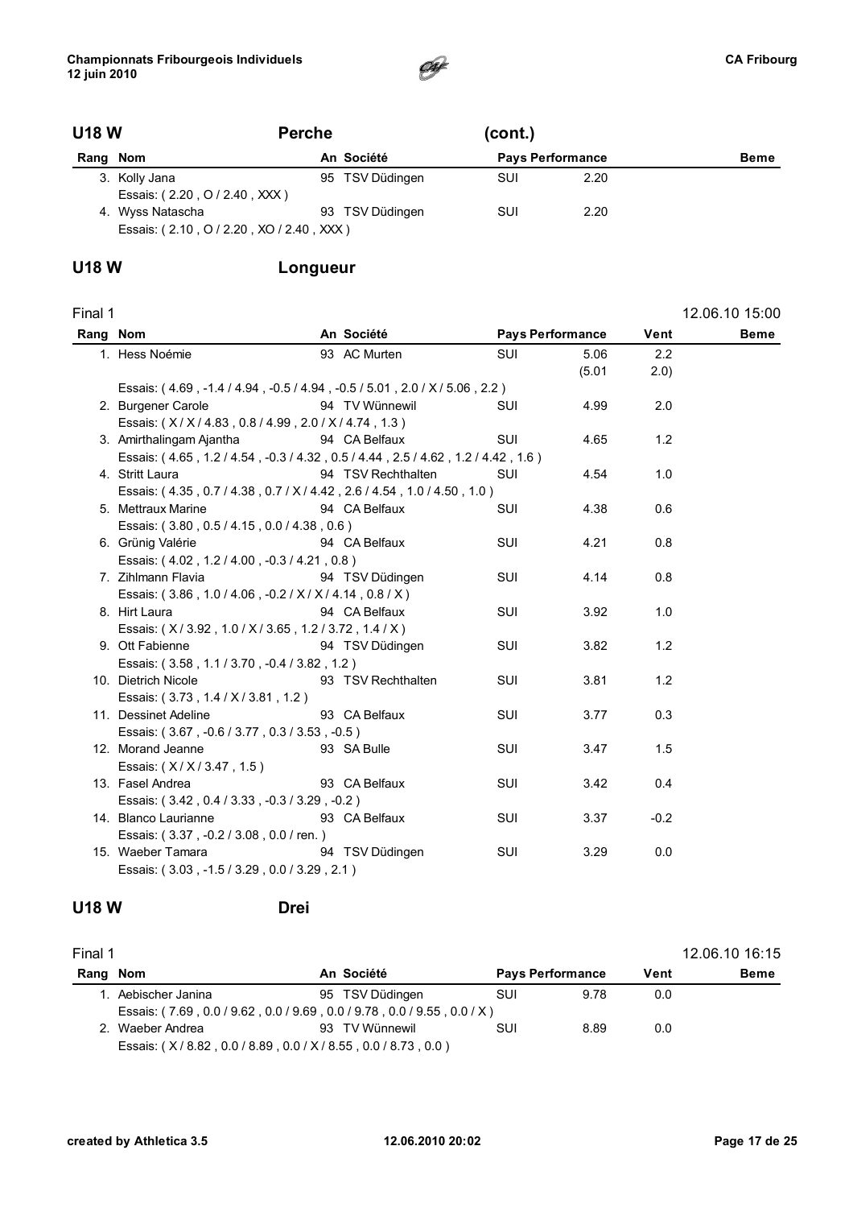## U18 W Perche (cont.)

| Rang | Nom | An | Société | Pays | Performance | Beme |
|---|---|---|---|---|---|---|
| 3. | Kolly Jana | 95 | TSV Düdingen | SUI | 2.20 | |
| | Essais: ( 2.20 , O / 2.40 , XXX ) | | | | | |
| 4. | Wyss Natascha | 93 | TSV Düdingen | SUI | 2.20 | |
| | Essais: ( 2.10 , O / 2.20 , XO / 2.40 , XXX ) | | | | | |

## U18 W Longueur

Final 1 — 12.06.10 15:00

| Rang | Nom | An | Société | Pays | Performance | Vent | Beme |
|---|---|---|---|---|---|---|---|
| 1. | Hess Noémie | 93 | AC Murten | SUI | 5.06<br>(5.01 | 2.2<br>2.0) | |
| | Essais: ( 4.69 , -1.4 / 4.94 , -0.5 / 4.94 , -0.5 / 5.01 , 2.0 / X / 5.06 , 2.2 ) | | | | | | |
| 2. | Burgener Carole | 94 | TV Wünnewil | SUI | 4.99 | 2.0 | |
| | Essais: ( X / X / 4.83 , 0.8 / 4.99 , 2.0 / X / 4.74 , 1.3 ) | | | | | | |
| 3. | Amirthalingam Ajantha | 94 | CA Belfaux | SUI | 4.65 | 1.2 | |
| | Essais: ( 4.65 , 1.2 / 4.54 , -0.3 / 4.32 , 0.5 / 4.44 , 2.5 / 4.62 , 1.2 / 4.42 , 1.6 ) | | | | | | |
| 4. | Stritt Laura | 94 | TSV Rechthalten | SUI | 4.54 | 1.0 | |
| | Essais: ( 4.35 , 0.7 / 4.38 , 0.7 / X / 4.42 , 2.6 / 4.54 , 1.0 / 4.50 , 1.0 ) | | | | | | |
| 5. | Mettraux Marine | 94 | CA Belfaux | SUI | 4.38 | 0.6 | |
| | Essais: ( 3.80 , 0.5 / 4.15 , 0.0 / 4.38 , 0.6 ) | | | | | | |
| 6. | Grünig Valérie | 94 | CA Belfaux | SUI | 4.21 | 0.8 | |
| | Essais: ( 4.02 , 1.2 / 4.00 , -0.3 / 4.21 , 0.8 ) | | | | | | |
| 7. | Zihlmann Flavia | 94 | TSV Düdingen | SUI | 4.14 | 0.8 | |
| | Essais: ( 3.86 , 1.0 / 4.06 , -0.2 / X / X / 4.14 , 0.8 / X ) | | | | | | |
| 8. | Hirt Laura | 94 | CA Belfaux | SUI | 3.92 | 1.0 | |
| | Essais: ( X / 3.92 , 1.0 / X / 3.65 , 1.2 / 3.72 , 1.4 / X ) | | | | | | |
| 9. | Ott Fabienne | 94 | TSV Düdingen | SUI | 3.82 | 1.2 | |
| | Essais: ( 3.58 , 1.1 / 3.70 , -0.4 / 3.82 , 1.2 ) | | | | | | |
| 10. | Dietrich Nicole | 93 | TSV Rechthalten | SUI | 3.81 | 1.2 | |
| | Essais: ( 3.73 , 1.4 / X / 3.81 , 1.2 ) | | | | | | |
| 11. | Dessinet Adeline | 93 | CA Belfaux | SUI | 3.77 | 0.3 | |
| | Essais: ( 3.67 , -0.6 / 3.77 , 0.3 / 3.53 , -0.5 ) | | | | | | |
| 12. | Morand Jeanne | 93 | SA Bulle | SUI | 3.47 | 1.5 | |
| | Essais: ( X / X / 3.47 , 1.5 ) | | | | | | |
| 13. | Fasel Andrea | 93 | CA Belfaux | SUI | 3.42 | 0.4 | |
| | Essais: ( 3.42 , 0.4 / 3.33 , -0.3 / 3.29 , -0.2 ) | | | | | | |
| 14. | Blanco Laurianne | 93 | CA Belfaux | SUI | 3.37 | -0.2 | |
| | Essais: ( 3.37 , -0.2 / 3.08 , 0.0 / ren. ) | | | | | | |
| 15. | Waeber Tamara | 94 | TSV Düdingen | SUI | 3.29 | 0.0 | |
| | Essais: ( 3.03 , -1.5 / 3.29 , 0.0 / 3.29 , 2.1 ) | | | | | | |

## U18 W Drei

Final 1 — 12.06.10 16:15

| Rang | Nom | An | Société | Pays | Performance | Vent | Beme |
|---|---|---|---|---|---|---|---|
| 1. | Aebischer Janina | 95 | TSV Düdingen | SUI | 9.78 | 0.0 | |
| | Essais: ( 7.69 , 0.0 / 9.62 , 0.0 / 9.69 , 0.0 / 9.78 , 0.0 / 9.55 , 0.0 / X ) | | | | | | |
| 2. | Waeber Andrea | 93 | TV Wünnewil | SUI | 8.89 | 0.0 | |
| | Essais: ( X / 8.82 , 0.0 / 8.89 , 0.0 / X / 8.55 , 0.0 / 8.73 , 0.0 ) | | | | | | |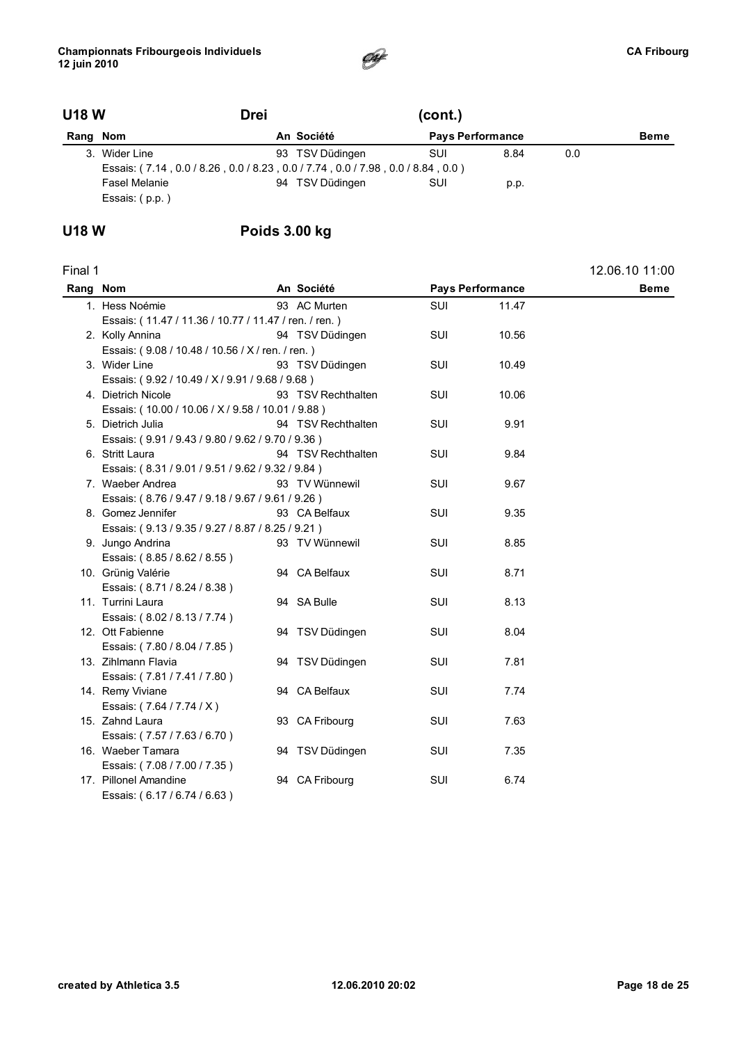## U18 W — Drei (cont.)

| Rang | Nom | An | Société | Pays | Performance | | Beme |
|---|---|---|---|---|---|---|---|
| 3. | Wider Line | 93 | TSV Düdingen | SUI | 8.84 | 0.0 | |
| | Essais: ( 7.14 , 0.0 / 8.26 , 0.0 / 8.23 , 0.0 / 7.74 , 0.0 / 7.98 , 0.0 / 8.84 , 0.0 ) | | | | | | |
| | Fasel Melanie | 94 | TSV Düdingen | SUI | p.p. | | |
| | Essais: ( p.p. ) | | | | | | |

## U18 W — Poids 3.00 kg

Final 1 — 12.06.10 11:00

| Rang | Nom | An | Société | Pays | Performance | Beme |
|---|---|---|---|---|---|---|
| 1. | Hess Noémie | 93 | AC Murten | SUI | 11.47 | |
| | Essais: ( 11.47 / 11.36 / 10.77 / 11.47 / ren. / ren. ) | | | | | |
| 2. | Kolly Annina | 94 | TSV Düdingen | SUI | 10.56 | |
| | Essais: ( 9.08 / 10.48 / 10.56 / X / ren. / ren. ) | | | | | |
| 3. | Wider Line | 93 | TSV Düdingen | SUI | 10.49 | |
| | Essais: ( 9.92 / 10.49 / X / 9.91 / 9.68 / 9.68 ) | | | | | |
| 4. | Dietrich Nicole | 93 | TSV Rechthalten | SUI | 10.06 | |
| | Essais: ( 10.00 / 10.06 / X / 9.58 / 10.01 / 9.88 ) | | | | | |
| 5. | Dietrich Julia | 94 | TSV Rechthalten | SUI | 9.91 | |
| | Essais: ( 9.91 / 9.43 / 9.80 / 9.62 / 9.70 / 9.36 ) | | | | | |
| 6. | Stritt Laura | 94 | TSV Rechthalten | SUI | 9.84 | |
| | Essais: ( 8.31 / 9.01 / 9.51 / 9.62 / 9.32 / 9.84 ) | | | | | |
| 7. | Waeber Andrea | 93 | TV Wünnewil | SUI | 9.67 | |
| | Essais: ( 8.76 / 9.47 / 9.18 / 9.67 / 9.61 / 9.26 ) | | | | | |
| 8. | Gomez Jennifer | 93 | CA Belfaux | SUI | 9.35 | |
| | Essais: ( 9.13 / 9.35 / 9.27 / 8.87 / 8.25 / 9.21 ) | | | | | |
| 9. | Jungo Andrina | 93 | TV Wünnewil | SUI | 8.85 | |
| | Essais: ( 8.85 / 8.62 / 8.55 ) | | | | | |
| 10. | Grünig Valérie | 94 | CA Belfaux | SUI | 8.71 | |
| | Essais: ( 8.71 / 8.24 / 8.38 ) | | | | | |
| 11. | Turrini Laura | 94 | SA Bulle | SUI | 8.13 | |
| | Essais: ( 8.02 / 8.13 / 7.74 ) | | | | | |
| 12. | Ott Fabienne | 94 | TSV Düdingen | SUI | 8.04 | |
| | Essais: ( 7.80 / 8.04 / 7.85 ) | | | | | |
| 13. | Zihlmann Flavia | 94 | TSV Düdingen | SUI | 7.81 | |
| | Essais: ( 7.81 / 7.41 / 7.80 ) | | | | | |
| 14. | Remy Viviane | 94 | CA Belfaux | SUI | 7.74 | |
| | Essais: ( 7.64 / 7.74 / X ) | | | | | |
| 15. | Zahnd Laura | 93 | CA Fribourg | SUI | 7.63 | |
| | Essais: ( 7.57 / 7.63 / 6.70 ) | | | | | |
| 16. | Waeber Tamara | 94 | TSV Düdingen | SUI | 7.35 | |
| | Essais: ( 7.08 / 7.00 / 7.35 ) | | | | | |
| 17. | Pillonel Amandine | 94 | CA Fribourg | SUI | 6.74 | |
| | Essais: ( 6.17 / 6.74 / 6.63 ) | | | | | |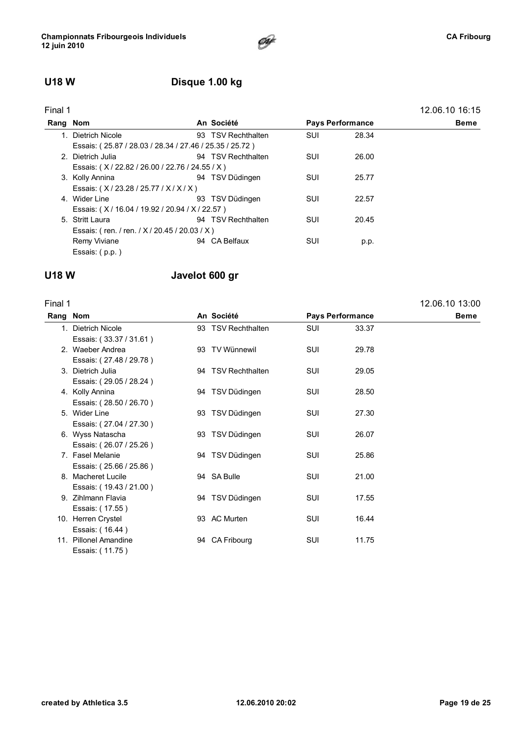## U18 W — Disque 1.00 kg

Final 1 — 12.06.10 16:15

| Rang | Nom | An | Société | Pays | Performance | Beme |
|---|---|---|---|---|---|---|
| 1. | Dietrich Nicole | 93 | TSV Rechthalten | SUI | 28.34 | |
| | Essais: ( 25.87 / 28.03 / 28.34 / 27.46 / 25.35 / 25.72 ) | | | | | |
| 2. | Dietrich Julia | 94 | TSV Rechthalten | SUI | 26.00 | |
| | Essais: ( X / 22.82 / 26.00 / 22.76 / 24.55 / X ) | | | | | |
| 3. | Kolly Annina | 94 | TSV Düdingen | SUI | 25.77 | |
| | Essais: ( X / 23.28 / 25.77 / X / X / X ) | | | | | |
| 4. | Wider Line | 93 | TSV Düdingen | SUI | 22.57 | |
| | Essais: ( X / 16.04 / 19.92 / 20.94 / X / 22.57 ) | | | | | |
| 5. | Stritt Laura | 94 | TSV Rechthalten | SUI | 20.45 | |
| | Essais: ( ren. / ren. / X / 20.45 / 20.03 / X ) | | | | | |
| | Remy Viviane | 94 | CA Belfaux | SUI | p.p. | |
| | Essais: ( p.p. ) | | | | | |

## U18 W — Javelot 600 gr

Final 1 — 12.06.10 13:00

| Rang | Nom | An | Société | Pays | Performance | Beme |
|---|---|---|---|---|---|---|
| 1. | Dietrich Nicole | 93 | TSV Rechthalten | SUI | 33.37 | |
| | Essais: ( 33.37 / 31.61 ) | | | | | |
| 2. | Waeber Andrea | 93 | TV Wünnewil | SUI | 29.78 | |
| | Essais: ( 27.48 / 29.78 ) | | | | | |
| 3. | Dietrich Julia | 94 | TSV Rechthalten | SUI | 29.05 | |
| | Essais: ( 29.05 / 28.24 ) | | | | | |
| 4. | Kolly Annina | 94 | TSV Düdingen | SUI | 28.50 | |
| | Essais: ( 28.50 / 26.70 ) | | | | | |
| 5. | Wider Line | 93 | TSV Düdingen | SUI | 27.30 | |
| | Essais: ( 27.04 / 27.30 ) | | | | | |
| 6. | Wyss Natascha | 93 | TSV Düdingen | SUI | 26.07 | |
| | Essais: ( 26.07 / 25.26 ) | | | | | |
| 7. | Fasel Melanie | 94 | TSV Düdingen | SUI | 25.86 | |
| | Essais: ( 25.66 / 25.86 ) | | | | | |
| 8. | Macheret Lucile | 94 | SA Bulle | SUI | 21.00 | |
| | Essais: ( 19.43 / 21.00 ) | | | | | |
| 9. | Zihlmann Flavia | 94 | TSV Düdingen | SUI | 17.55 | |
| | Essais: ( 17.55 ) | | | | | |
| 10. | Herren Crystel | 93 | AC Murten | SUI | 16.44 | |
| | Essais: ( 16.44 ) | | | | | |
| 11. | Pillonel Amandine | 94 | CA Fribourg | SUI | 11.75 | |
| | Essais: ( 11.75 ) | | | | | |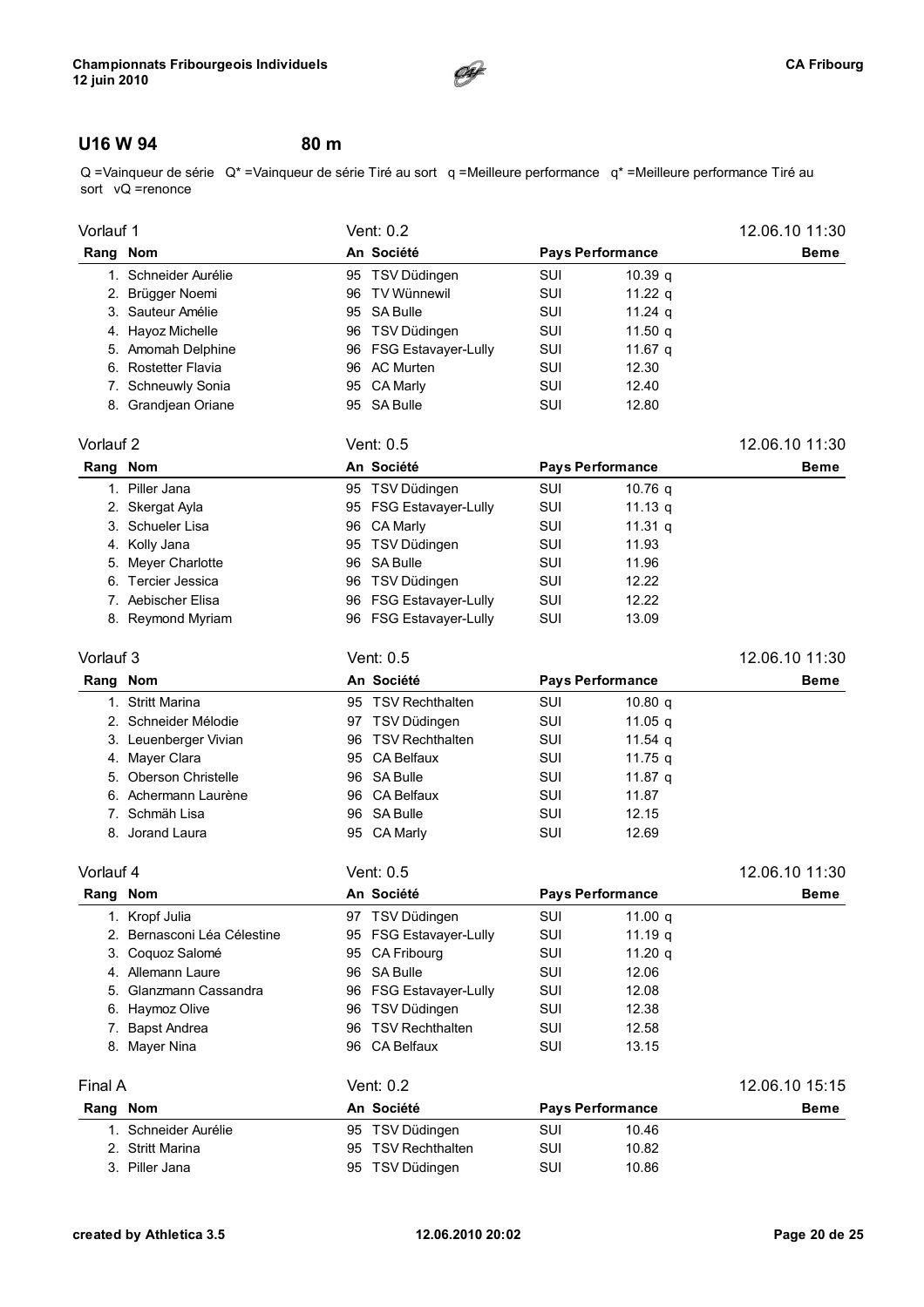## U16 W 94 — 80 m

Q =Vainqueur de série Q* =Vainqueur de série Tiré au sort q =Meilleure performance q* =Meilleure performance Tiré au sort vQ =renonce

### Vorlauf 1 — Vent: 0.2 — 12.06.10 11:30

| Rang | Nom | An | Société | Pays | Performance | Beme |
|---|---|---|---|---|---|---|
| 1. | Schneider Aurélie | 95 | TSV Düdingen | SUI | 10.39 q | |
| 2. | Brügger Noemi | 96 | TV Wünnewil | SUI | 11.22 q | |
| 3. | Sauteur Amélie | 95 | SA Bulle | SUI | 11.24 q | |
| 4. | Hayoz Michelle | 96 | TSV Düdingen | SUI | 11.50 q | |
| 5. | Amomah Delphine | 96 | FSG Estavayer-Lully | SUI | 11.67 q | |
| 6. | Rostetter Flavia | 96 | AC Murten | SUI | 12.30 | |
| 7. | Schneuwly Sonia | 95 | CA Marly | SUI | 12.40 | |
| 8. | Grandjean Oriane | 95 | SA Bulle | SUI | 12.80 | |

### Vorlauf 2 — Vent: 0.5 — 12.06.10 11:30

| Rang | Nom | An | Société | Pays | Performance | Beme |
|---|---|---|---|---|---|---|
| 1. | Piller Jana | 95 | TSV Düdingen | SUI | 10.76 q | |
| 2. | Skergat Ayla | 95 | FSG Estavayer-Lully | SUI | 11.13 q | |
| 3. | Schueler Lisa | 96 | CA Marly | SUI | 11.31 q | |
| 4. | Kolly Jana | 95 | TSV Düdingen | SUI | 11.93 | |
| 5. | Meyer Charlotte | 96 | SA Bulle | SUI | 11.96 | |
| 6. | Tercier Jessica | 96 | TSV Düdingen | SUI | 12.22 | |
| 7. | Aebischer Elisa | 96 | FSG Estavayer-Lully | SUI | 12.22 | |
| 8. | Reymond Myriam | 96 | FSG Estavayer-Lully | SUI | 13.09 | |

### Vorlauf 3 — Vent: 0.5 — 12.06.10 11:30

| Rang | Nom | An | Société | Pays | Performance | Beme |
|---|---|---|---|---|---|---|
| 1. | Stritt Marina | 95 | TSV Rechthalten | SUI | 10.80 q | |
| 2. | Schneider Mélodie | 97 | TSV Düdingen | SUI | 11.05 q | |
| 3. | Leuenberger Vivian | 96 | TSV Rechthalten | SUI | 11.54 q | |
| 4. | Mayer Clara | 95 | CA Belfaux | SUI | 11.75 q | |
| 5. | Oberson Christelle | 96 | SA Bulle | SUI | 11.87 q | |
| 6. | Achermann Laurène | 96 | CA Belfaux | SUI | 11.87 | |
| 7. | Schmäh Lisa | 96 | SA Bulle | SUI | 12.15 | |
| 8. | Jorand Laura | 95 | CA Marly | SUI | 12.69 | |

### Vorlauf 4 — Vent: 0.5 — 12.06.10 11:30

| Rang | Nom | An | Société | Pays | Performance | Beme |
|---|---|---|---|---|---|---|
| 1. | Kropf Julia | 97 | TSV Düdingen | SUI | 11.00 q | |
| 2. | Bernasconi Léa Célestine | 95 | FSG Estavayer-Lully | SUI | 11.19 q | |
| 3. | Coquoz Salomé | 95 | CA Fribourg | SUI | 11.20 q | |
| 4. | Allemann Laure | 96 | SA Bulle | SUI | 12.06 | |
| 5. | Glanzmann Cassandra | 96 | FSG Estavayer-Lully | SUI | 12.08 | |
| 6. | Haymoz Olive | 96 | TSV Düdingen | SUI | 12.38 | |
| 7. | Bapst Andrea | 96 | TSV Rechthalten | SUI | 12.58 | |
| 8. | Mayer Nina | 96 | CA Belfaux | SUI | 13.15 | |

### Final A — Vent: 0.2 — 12.06.10 15:15

| Rang | Nom | An | Société | Pays | Performance | Beme |
|---|---|---|---|---|---|---|
| 1. | Schneider Aurélie | 95 | TSV Düdingen | SUI | 10.46 | |
| 2. | Stritt Marina | 95 | TSV Rechthalten | SUI | 10.82 | |
| 3. | Piller Jana | 95 | TSV Düdingen | SUI | 10.86 | |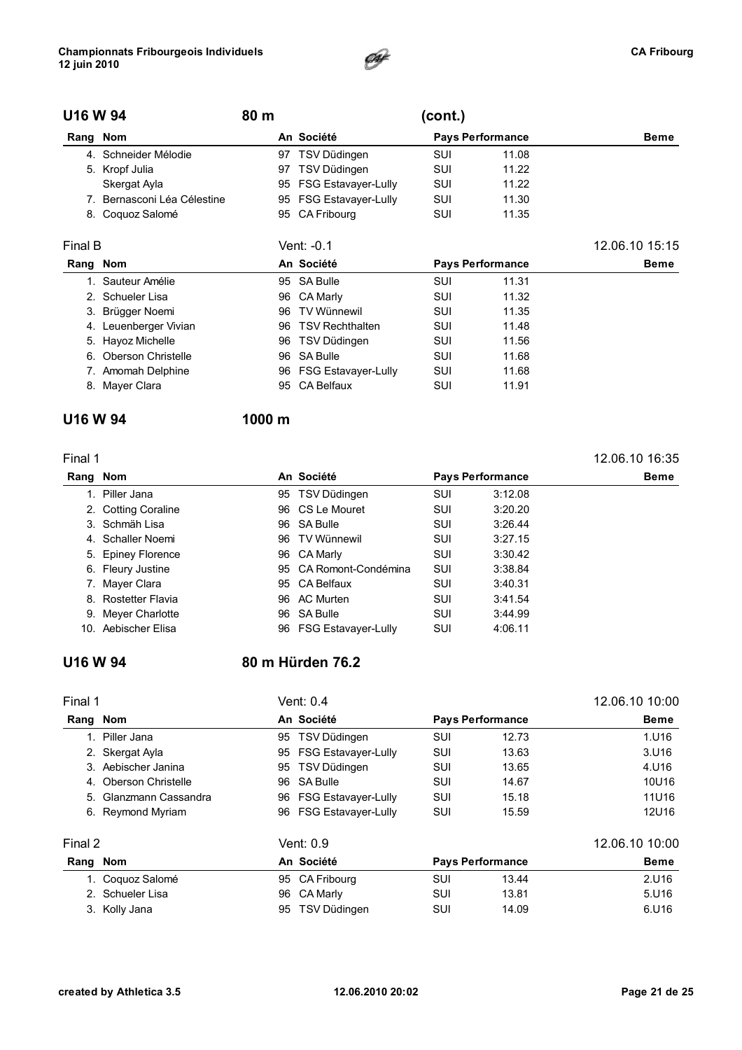## U16 W 94 — 80 m (cont.)

| Rang | Nom | An | Société | Pays | Performance | Beme |
|---|---|---|---|---|---|---|
| 4. | Schneider Mélodie | 97 | TSV Düdingen | SUI | 11.08 | |
| 5. | Kropf Julia | 97 | TSV Düdingen | SUI | 11.22 | |
| | Skergat Ayla | 95 | FSG Estavayer-Lully | SUI | 11.22 | |
| 7. | Bernasconi Léa Célestine | 95 | FSG Estavayer-Lully | SUI | 11.30 | |
| 8. | Coquoz Salomé | 95 | CA Fribourg | SUI | 11.35 | |

Final B — Vent: -0.1 — 12.06.10 15:15

| Rang | Nom | An | Société | Pays | Performance | Beme |
|---|---|---|---|---|---|---|
| 1. | Sauteur Amélie | 95 | SA Bulle | SUI | 11.31 | |
| 2. | Schueler Lisa | 96 | CA Marly | SUI | 11.32 | |
| 3. | Brügger Noemi | 96 | TV Wünnewil | SUI | 11.35 | |
| 4. | Leuenberger Vivian | 96 | TSV Rechthalten | SUI | 11.48 | |
| 5. | Hayoz Michelle | 96 | TSV Düdingen | SUI | 11.56 | |
| 6. | Oberson Christelle | 96 | SA Bulle | SUI | 11.68 | |
| 7. | Amomah Delphine | 96 | FSG Estavayer-Lully | SUI | 11.68 | |
| 8. | Mayer Clara | 95 | CA Belfaux | SUI | 11.91 | |

## U16 W 94 — 1000 m

Final 1 — 12.06.10 16:35

| Rang | Nom | An | Société | Pays | Performance | Beme |
|---|---|---|---|---|---|---|
| 1. | Piller Jana | 95 | TSV Düdingen | SUI | 3:12.08 | |
| 2. | Cotting Coraline | 96 | CS Le Mouret | SUI | 3:20.20 | |
| 3. | Schmäh Lisa | 96 | SA Bulle | SUI | 3:26.44 | |
| 4. | Schaller Noemi | 96 | TV Wünnewil | SUI | 3:27.15 | |
| 5. | Epiney Florence | 96 | CA Marly | SUI | 3:30.42 | |
| 6. | Fleury Justine | 95 | CA Romont-Condémina | SUI | 3:38.84 | |
| 7. | Mayer Clara | 95 | CA Belfaux | SUI | 3:40.31 | |
| 8. | Rostetter Flavia | 96 | AC Murten | SUI | 3:41.54 | |
| 9. | Meyer Charlotte | 96 | SA Bulle | SUI | 3:44.99 | |
| 10. | Aebischer Elisa | 96 | FSG Estavayer-Lully | SUI | 4:06.11 | |

## U16 W 94 — 80 m Hürden 76.2

Final 1 — Vent: 0.4 — 12.06.10 10:00

| Rang | Nom | An | Société | Pays | Performance | Beme |
|---|---|---|---|---|---|---|
| 1. | Piller Jana | 95 | TSV Düdingen | SUI | 12.73 | 1.U16 |
| 2. | Skergat Ayla | 95 | FSG Estavayer-Lully | SUI | 13.63 | 3.U16 |
| 3. | Aebischer Janina | 95 | TSV Düdingen | SUI | 13.65 | 4.U16 |
| 4. | Oberson Christelle | 96 | SA Bulle | SUI | 14.67 | 10U16 |
| 5. | Glanzmann Cassandra | 96 | FSG Estavayer-Lully | SUI | 15.18 | 11U16 |
| 6. | Reymond Myriam | 96 | FSG Estavayer-Lully | SUI | 15.59 | 12U16 |

Final 2 — Vent: 0.9 — 12.06.10 10:00

| Rang | Nom | An | Société | Pays | Performance | Beme |
|---|---|---|---|---|---|---|
| 1. | Coquoz Salomé | 95 | CA Fribourg | SUI | 13.44 | 2.U16 |
| 2. | Schueler Lisa | 96 | CA Marly | SUI | 13.81 | 5.U16 |
| 3. | Kolly Jana | 95 | TSV Düdingen | SUI | 14.09 | 6.U16 |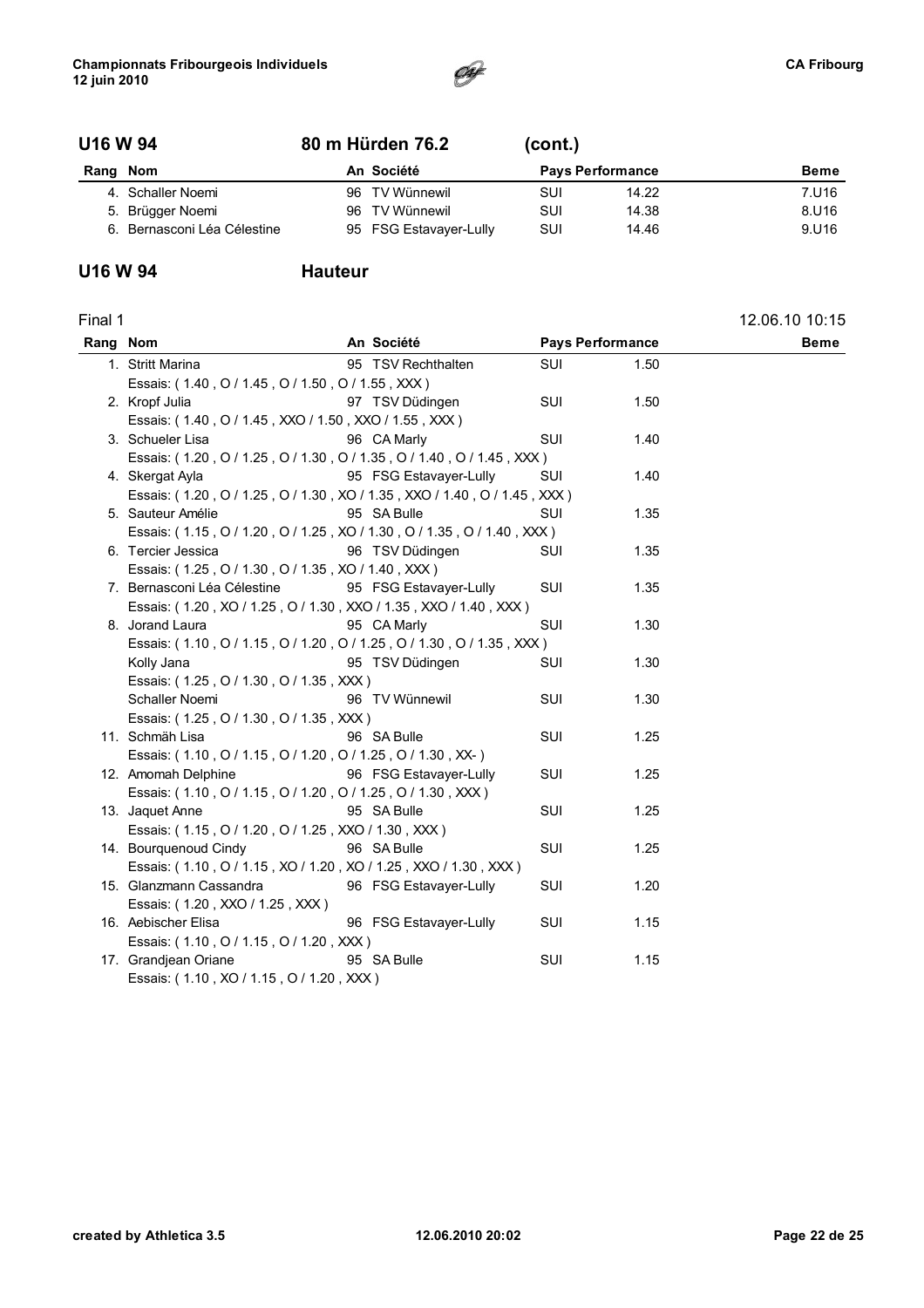## U16 W 94 — 80 m Hürden 76.2 (cont.)

| Rang | Nom | An | Société | Pays | Performance | Beme |
|---|---|---|---|---|---|---|
| 4. | Schaller Noemi | 96 | TV Wünnewil | SUI | 14.22 | 7.U16 |
| 5. | Brügger Noemi | 96 | TV Wünnewil | SUI | 14.38 | 8.U16 |
| 6. | Bernasconi Léa Célestine | 95 | FSG Estavayer-Lully | SUI | 14.46 | 9.U16 |

## U16 W 94 — Hauteur

Final 1 — 12.06.10 10:15

| Rang | Nom | An | Société | Pays | Performance | Beme |
|---|---|---|---|---|---|---|
| 1. | Stritt Marina | 95 | TSV Rechthalten | SUI | 1.50 | |
| | Essais: ( 1.40 , O / 1.45 , O / 1.50 , O / 1.55 , XXX ) | | | | | |
| 2. | Kropf Julia | 97 | TSV Düdingen | SUI | 1.50 | |
| | Essais: ( 1.40 , O / 1.45 , XXO / 1.50 , XXO / 1.55 , XXX ) | | | | | |
| 3. | Schueler Lisa | 96 | CA Marly | SUI | 1.40 | |
| | Essais: ( 1.20 , O / 1.25 , O / 1.30 , O / 1.35 , O / 1.40 , O / 1.45 , XXX ) | | | | | |
| 4. | Skergat Ayla | 95 | FSG Estavayer-Lully | SUI | 1.40 | |
| | Essais: ( 1.20 , O / 1.25 , O / 1.30 , XO / 1.35 , XXO / 1.40 , O / 1.45 , XXX ) | | | | | |
| 5. | Sauteur Amélie | 95 | SA Bulle | SUI | 1.35 | |
| | Essais: ( 1.15 , O / 1.20 , O / 1.25 , XO / 1.30 , O / 1.35 , O / 1.40 , XXX ) | | | | | |
| 6. | Tercier Jessica | 96 | TSV Düdingen | SUI | 1.35 | |
| | Essais: ( 1.25 , O / 1.30 , O / 1.35 , XO / 1.40 , XXX ) | | | | | |
| 7. | Bernasconi Léa Célestine | 95 | FSG Estavayer-Lully | SUI | 1.35 | |
| | Essais: ( 1.20 , XO / 1.25 , O / 1.30 , XXO / 1.35 , XXO / 1.40 , XXX ) | | | | | |
| 8. | Jorand Laura | 95 | CA Marly | SUI | 1.30 | |
| | Essais: ( 1.10 , O / 1.15 , O / 1.20 , O / 1.25 , O / 1.30 , O / 1.35 , XXX ) | | | | | |
| | Kolly Jana | 95 | TSV Düdingen | SUI | 1.30 | |
| | Essais: ( 1.25 , O / 1.30 , O / 1.35 , XXX ) | | | | | |
| | Schaller Noemi | 96 | TV Wünnewil | SUI | 1.30 | |
| | Essais: ( 1.25 , O / 1.30 , O / 1.35 , XXX ) | | | | | |
| 11. | Schmäh Lisa | 96 | SA Bulle | SUI | 1.25 | |
| | Essais: ( 1.10 , O / 1.15 , O / 1.20 , O / 1.25 , O / 1.30 , XX- ) | | | | | |
| 12. | Amomah Delphine | 96 | FSG Estavayer-Lully | SUI | 1.25 | |
| | Essais: ( 1.10 , O / 1.15 , O / 1.20 , O / 1.25 , O / 1.30 , XXX ) | | | | | |
| 13. | Jaquet Anne | 95 | SA Bulle | SUI | 1.25 | |
| | Essais: ( 1.15 , O / 1.20 , O / 1.25 , XXO / 1.30 , XXX ) | | | | | |
| 14. | Bourquenoud Cindy | 96 | SA Bulle | SUI | 1.25 | |
| | Essais: ( 1.10 , O / 1.15 , XO / 1.20 , XO / 1.25 , XXO / 1.30 , XXX ) | | | | | |
| 15. | Glanzmann Cassandra | 96 | FSG Estavayer-Lully | SUI | 1.20 | |
| | Essais: ( 1.20 , XXO / 1.25 , XXX ) | | | | | |
| 16. | Aebischer Elisa | 96 | FSG Estavayer-Lully | SUI | 1.15 | |
| | Essais: ( 1.10 , O / 1.15 , O / 1.20 , XXX ) | | | | | |
| 17. | Grandjean Oriane | 95 | SA Bulle | SUI | 1.15 | |
| | Essais: ( 1.10 , XO / 1.15 , O / 1.20 , XXX ) | | | | | |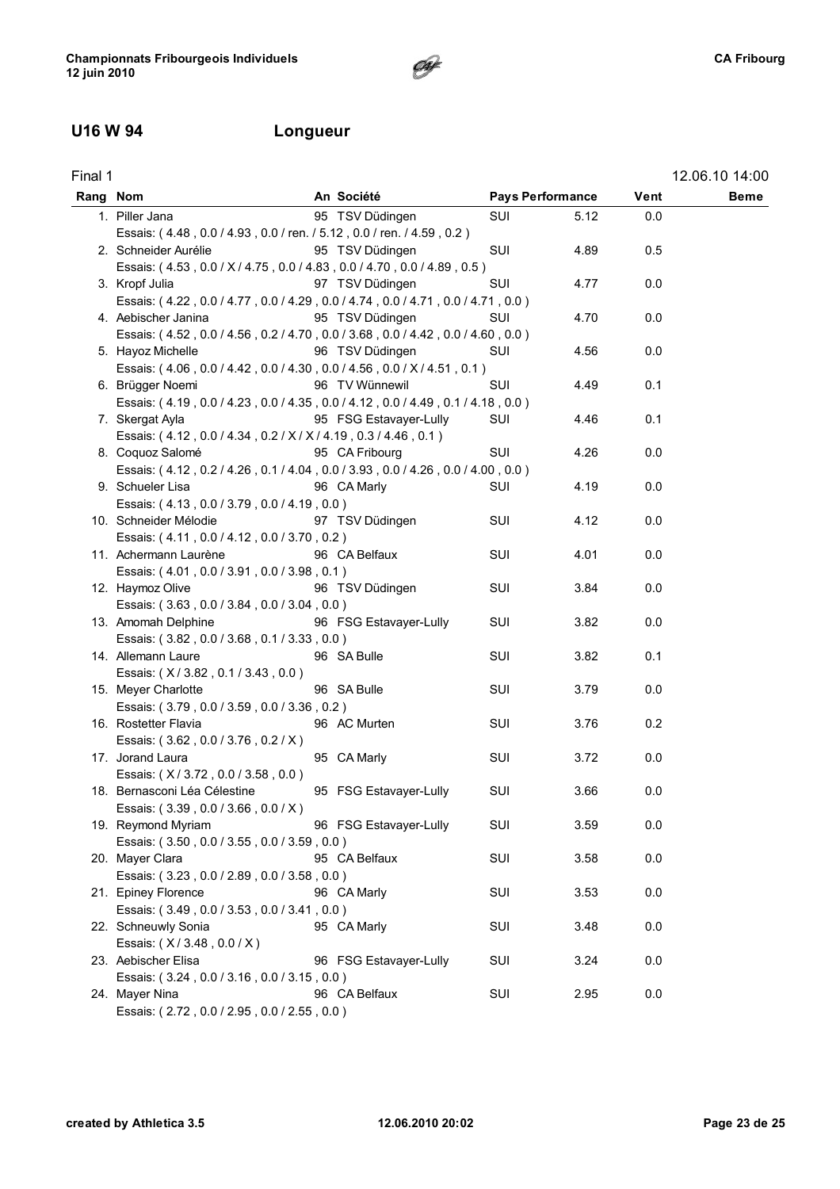## U16 W 94 Longueur

Final 1 12.06.10 14:00

| Rang | Nom | An | Société | Pays | Performance | Vent | Beme |
|---|---|---|---|---|---|---|---|
| 1. | Piller Jana | 95 | TSV Düdingen | SUI | 5.12 | 0.0 | |
| | Essais: ( 4.48 , 0.0 / 4.93 , 0.0 / ren. / 5.12 , 0.0 / ren. / 4.59 , 0.2 ) | | | | | | |
| 2. | Schneider Aurélie | 95 | TSV Düdingen | SUI | 4.89 | 0.5 | |
| | Essais: ( 4.53 , 0.0 / X / 4.75 , 0.0 / 4.83 , 0.0 / 4.70 , 0.0 / 4.89 , 0.5 ) | | | | | | |
| 3. | Kropf Julia | 97 | TSV Düdingen | SUI | 4.77 | 0.0 | |
| | Essais: ( 4.22 , 0.0 / 4.77 , 0.0 / 4.29 , 0.0 / 4.74 , 0.0 / 4.71 , 0.0 / 4.71 , 0.0 ) | | | | | | |
| 4. | Aebischer Janina | 95 | TSV Düdingen | SUI | 4.70 | 0.0 | |
| | Essais: ( 4.52 , 0.0 / 4.56 , 0.2 / 4.70 , 0.0 / 3.68 , 0.0 / 4.42 , 0.0 / 4.60 , 0.0 ) | | | | | | |
| 5. | Hayoz Michelle | 96 | TSV Düdingen | SUI | 4.56 | 0.0 | |
| | Essais: ( 4.06 , 0.0 / 4.42 , 0.0 / 4.30 , 0.0 / 4.56 , 0.0 / X / 4.51 , 0.1 ) | | | | | | |
| 6. | Brügger Noemi | 96 | TV Wünnewil | SUI | 4.49 | 0.1 | |
| | Essais: ( 4.19 , 0.0 / 4.23 , 0.0 / 4.35 , 0.0 / 4.12 , 0.0 / 4.49 , 0.1 / 4.18 , 0.0 ) | | | | | | |
| 7. | Skergat Ayla | 95 | FSG Estavayer-Lully | SUI | 4.46 | 0.1 | |
| | Essais: ( 4.12 , 0.0 / 4.34 , 0.2 / X / X / 4.19 , 0.3 / 4.46 , 0.1 ) | | | | | | |
| 8. | Coquoz Salomé | 95 | CA Fribourg | SUI | 4.26 | 0.0 | |
| | Essais: ( 4.12 , 0.2 / 4.26 , 0.1 / 4.04 , 0.0 / 3.93 , 0.0 / 4.26 , 0.0 / 4.00 , 0.0 ) | | | | | | |
| 9. | Schueler Lisa | 96 | CA Marly | SUI | 4.19 | 0.0 | |
| | Essais: ( 4.13 , 0.0 / 3.79 , 0.0 / 4.19 , 0.0 ) | | | | | | |
| 10. | Schneider Mélodie | 97 | TSV Düdingen | SUI | 4.12 | 0.0 | |
| | Essais: ( 4.11 , 0.0 / 4.12 , 0.0 / 3.70 , 0.2 ) | | | | | | |
| 11. | Achermann Laurène | 96 | CA Belfaux | SUI | 4.01 | 0.0 | |
| | Essais: ( 4.01 , 0.0 / 3.91 , 0.0 / 3.98 , 0.1 ) | | | | | | |
| 12. | Haymoz Olive | 96 | TSV Düdingen | SUI | 3.84 | 0.0 | |
| | Essais: ( 3.63 , 0.0 / 3.84 , 0.0 / 3.04 , 0.0 ) | | | | | | |
| 13. | Amomah Delphine | 96 | FSG Estavayer-Lully | SUI | 3.82 | 0.0 | |
| | Essais: ( 3.82 , 0.0 / 3.68 , 0.1 / 3.33 , 0.0 ) | | | | | | |
| 14. | Allemann Laure | 96 | SA Bulle | SUI | 3.82 | 0.1 | |
| | Essais: ( X / 3.82 , 0.1 / 3.43 , 0.0 ) | | | | | | |
| 15. | Meyer Charlotte | 96 | SA Bulle | SUI | 3.79 | 0.0 | |
| | Essais: ( 3.79 , 0.0 / 3.59 , 0.0 / 3.36 , 0.2 ) | | | | | | |
| 16. | Rostetter Flavia | 96 | AC Murten | SUI | 3.76 | 0.2 | |
| | Essais: ( 3.62 , 0.0 / 3.76 , 0.2 / X ) | | | | | | |
| 17. | Jorand Laura | 95 | CA Marly | SUI | 3.72 | 0.0 | |
| | Essais: ( X / 3.72 , 0.0 / 3.58 , 0.0 ) | | | | | | |
| 18. | Bernasconi Léa Célestine | 95 | FSG Estavayer-Lully | SUI | 3.66 | 0.0 | |
| | Essais: ( 3.39 , 0.0 / 3.66 , 0.0 / X ) | | | | | | |
| 19. | Reymond Myriam | 96 | FSG Estavayer-Lully | SUI | 3.59 | 0.0 | |
| | Essais: ( 3.50 , 0.0 / 3.55 , 0.0 / 3.59 , 0.0 ) | | | | | | |
| 20. | Mayer Clara | 95 | CA Belfaux | SUI | 3.58 | 0.0 | |
| | Essais: ( 3.23 , 0.0 / 2.89 , 0.0 / 3.58 , 0.0 ) | | | | | | |
| 21. | Epiney Florence | 96 | CA Marly | SUI | 3.53 | 0.0 | |
| | Essais: ( 3.49 , 0.0 / 3.53 , 0.0 / 3.41 , 0.0 ) | | | | | | |
| 22. | Schneuwly Sonia | 95 | CA Marly | SUI | 3.48 | 0.0 | |
| | Essais: ( X / 3.48 , 0.0 / X ) | | | | | | |
| 23. | Aebischer Elisa | 96 | FSG Estavayer-Lully | SUI | 3.24 | 0.0 | |
| | Essais: ( 3.24 , 0.0 / 3.16 , 0.0 / 3.15 , 0.0 ) | | | | | | |
| 24. | Mayer Nina | 96 | CA Belfaux | SUI | 2.95 | 0.0 | |
| | Essais: ( 2.72 , 0.0 / 2.95 , 0.0 / 2.55 , 0.0 ) | | | | | | |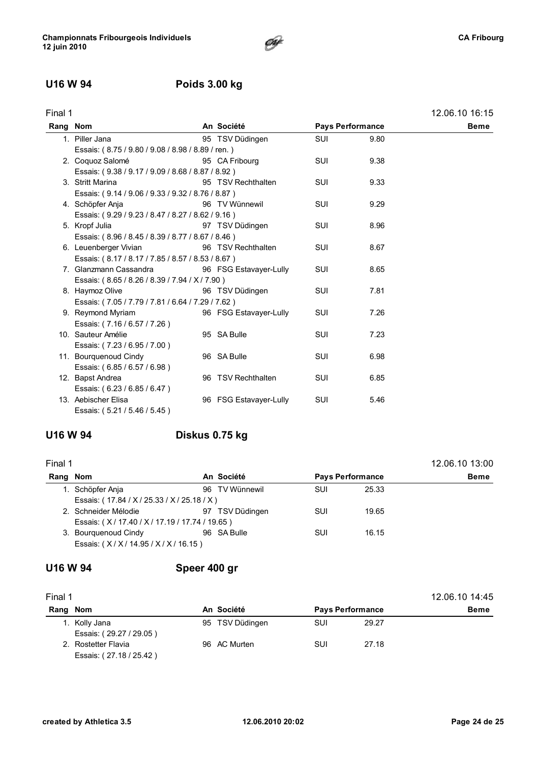## U16 W 94 — Poids 3.00 kg

Final 1 — 12.06.10 16:15

| Rang | Nom | An | Société | Pays | Performance | Beme |
|---|---|---|---|---|---|---|
| 1. | Piller Jana | 95 | TSV Düdingen | SUI | 9.80 | |
| | Essais: ( 8.75 / 9.80 / 9.08 / 8.98 / 8.89 / ren. ) | | | | | |
| 2. | Coquoz Salomé | 95 | CA Fribourg | SUI | 9.38 | |
| | Essais: ( 9.38 / 9.17 / 9.09 / 8.68 / 8.87 / 8.92 ) | | | | | |
| 3. | Stritt Marina | 95 | TSV Rechthalten | SUI | 9.33 | |
| | Essais: ( 9.14 / 9.06 / 9.33 / 9.32 / 8.76 / 8.87 ) | | | | | |
| 4. | Schöpfer Anja | 96 | TV Wünnewil | SUI | 9.29 | |
| | Essais: ( 9.29 / 9.23 / 8.47 / 8.27 / 8.62 / 9.16 ) | | | | | |
| 5. | Kropf Julia | 97 | TSV Düdingen | SUI | 8.96 | |
| | Essais: ( 8.96 / 8.45 / 8.39 / 8.77 / 8.67 / 8.46 ) | | | | | |
| 6. | Leuenberger Vivian | 96 | TSV Rechthalten | SUI | 8.67 | |
| | Essais: ( 8.17 / 8.17 / 7.85 / 8.57 / 8.53 / 8.67 ) | | | | | |
| 7. | Glanzmann Cassandra | 96 | FSG Estavayer-Lully | SUI | 8.65 | |
| | Essais: ( 8.65 / 8.26 / 8.39 / 7.94 / X / 7.90 ) | | | | | |
| 8. | Haymoz Olive | 96 | TSV Düdingen | SUI | 7.81 | |
| | Essais: ( 7.05 / 7.79 / 7.81 / 6.64 / 7.29 / 7.62 ) | | | | | |
| 9. | Reymond Myriam | 96 | FSG Estavayer-Lully | SUI | 7.26 | |
| | Essais: ( 7.16 / 6.57 / 7.26 ) | | | | | |
| 10. | Sauteur Amélie | 95 | SA Bulle | SUI | 7.23 | |
| | Essais: ( 7.23 / 6.95 / 7.00 ) | | | | | |
| 11. | Bourquenoud Cindy | 96 | SA Bulle | SUI | 6.98 | |
| | Essais: ( 6.85 / 6.57 / 6.98 ) | | | | | |
| 12. | Bapst Andrea | 96 | TSV Rechthalten | SUI | 6.85 | |
| | Essais: ( 6.23 / 6.85 / 6.47 ) | | | | | |
| 13. | Aebischer Elisa | 96 | FSG Estavayer-Lully | SUI | 5.46 | |
| | Essais: ( 5.21 / 5.46 / 5.45 ) | | | | | |

## U16 W 94 — Diskus 0.75 kg

Final 1 — 12.06.10 13:00

| Rang | Nom | An | Société | Pays | Performance | Beme |
|---|---|---|---|---|---|---|
| 1. | Schöpfer Anja | 96 | TV Wünnewil | SUI | 25.33 | |
| | Essais: ( 17.84 / X / 25.33 / X / 25.18 / X ) | | | | | |
| 2. | Schneider Mélodie | 97 | TSV Düdingen | SUI | 19.65 | |
| | Essais: ( X / 17.40 / X / 17.19 / 17.74 / 19.65 ) | | | | | |
| 3. | Bourquenoud Cindy | 96 | SA Bulle | SUI | 16.15 | |
| | Essais: ( X / X / 14.95 / X / X / 16.15 ) | | | | | |

## U16 W 94 — Speer 400 gr

Final 1 — 12.06.10 14:45

| Rang | Nom | An | Société | Pays | Performance | Beme |
|---|---|---|---|---|---|---|
| 1. | Kolly Jana | 95 | TSV Düdingen | SUI | 29.27 | |
| | Essais: ( 29.27 / 29.05 ) | | | | | |
| 2. | Rostetter Flavia | 96 | AC Murten | SUI | 27.18 | |
| | Essais: ( 27.18 / 25.42 ) | | | | | |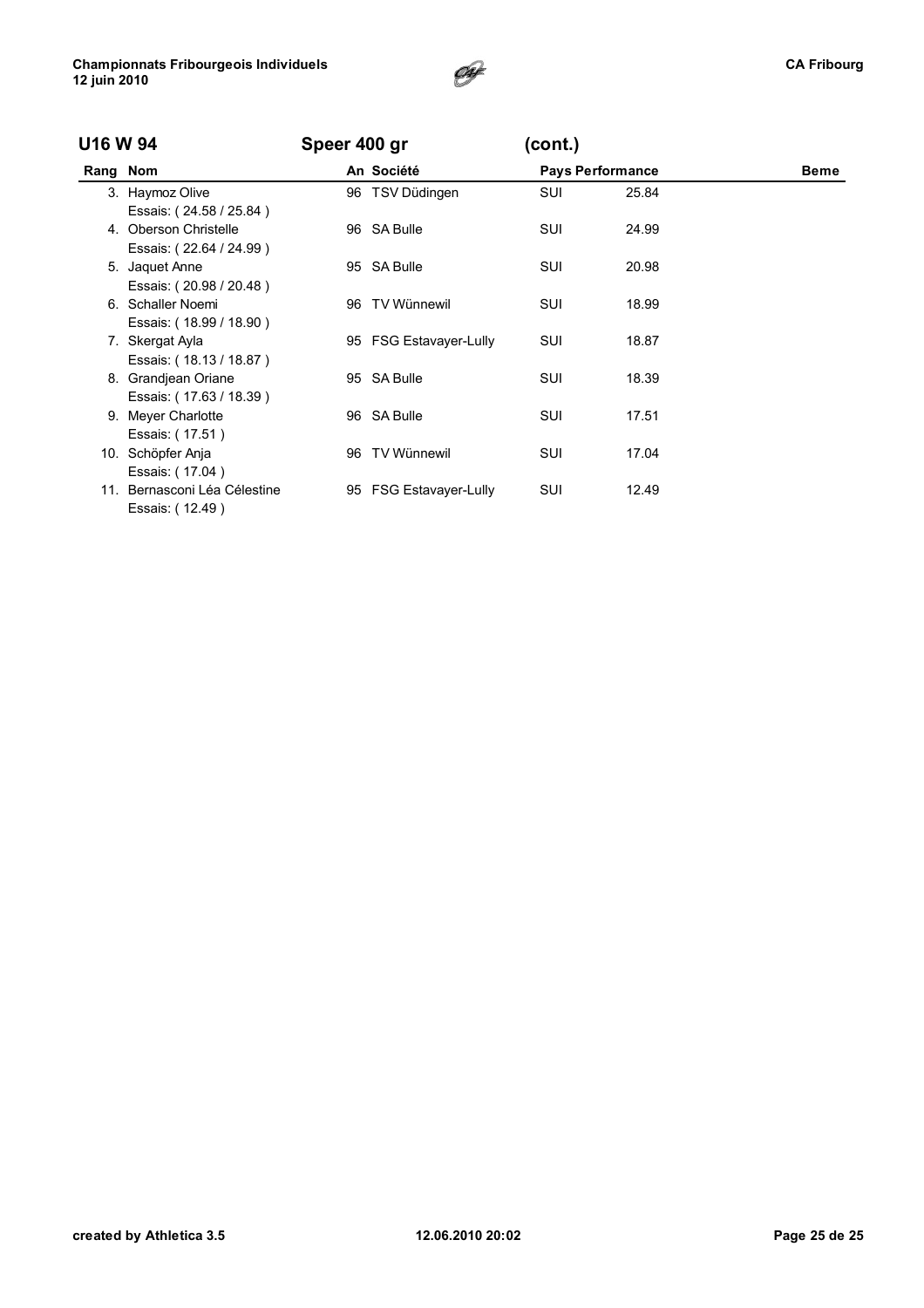## U16 W 94 — Speer 400 gr (cont.)

| Rang | Nom | An | Société | Pays | Performance | Beme |
|---|---|---|---|---|---|---|
| 3. | Haymoz Olive<br>Essais: ( 24.58 / 25.84 ) | 96 | TSV Düdingen | SUI | 25.84 | |
| 4. | Oberson Christelle<br>Essais: ( 22.64 / 24.99 ) | 96 | SA Bulle | SUI | 24.99 | |
| 5. | Jaquet Anne<br>Essais: ( 20.98 / 20.48 ) | 95 | SA Bulle | SUI | 20.98 | |
| 6. | Schaller Noemi<br>Essais: ( 18.99 / 18.90 ) | 96 | TV Wünnewil | SUI | 18.99 | |
| 7. | Skergat Ayla<br>Essais: ( 18.13 / 18.87 ) | 95 | FSG Estavayer-Lully | SUI | 18.87 | |
| 8. | Grandjean Oriane<br>Essais: ( 17.63 / 18.39 ) | 95 | SA Bulle | SUI | 18.39 | |
| 9. | Meyer Charlotte<br>Essais: ( 17.51 ) | 96 | SA Bulle | SUI | 17.51 | |
| 10. | Schöpfer Anja<br>Essais: ( 17.04 ) | 96 | TV Wünnewil | SUI | 17.04 | |
| 11. | Bernasconi Léa Célestine<br>Essais: ( 12.49 ) | 95 | FSG Estavayer-Lully | SUI | 12.49 | |